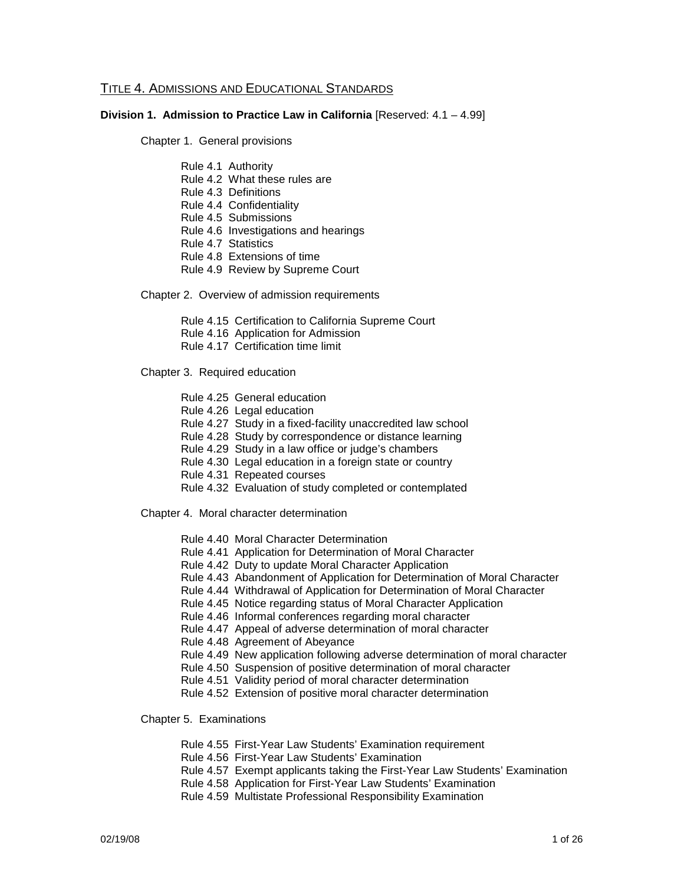# TITLE 4. ADMISSIONS AND EDUCATIONAL STANDARDS

**Division 1. Admission to Practice Law in California** [Reserved: 4.1 – 4.99]

## Chapter 1. General provisions

- Rule 4.1 Authority
- Rule 4.2 What these rules are
- Rule 4.3 Definitions
- Rule 4.4 Confidentiality
- Rule 4.5 Submissions
- Rule 4.6 Investigations and hearings
- Rule 4.7 Statistics
- Rule 4.8 Extensions of time
- Rule 4.9 Review by Supreme Court

## Chapter 2. Overview of admission requirements

- Rule 4.15 Certification to California Supreme Court
- Rule 4.16 Application for Admission
- Rule 4.17 Certification time limit

## Chapter 3. Required education

- Rule 4.25 General education
- Rule 4.26 Legal education
- Rule 4.27 Study in a fixed-facility unaccredited law school
- Rule 4.28 Study by correspondence or distance learning
- Rule 4.29 Study in a law office or judge's chambers
- Rule 4.30 Legal education in a foreign state or country
- Rule 4.31 Repeated courses
- Rule 4.32 Evaluation of study completed or contemplated

## Chapter 4. Moral character determination

- Rule 4.40 Moral Character Determination
- Rule 4.41 Application for Determination of Moral Character
- Rule 4.42 Duty to update Moral Character Application
- Rule 4.43 Abandonment of Application for Determination of Moral Character
- Rule 4.44 Withdrawal of Application for Determination of Moral Character
- Rule 4.45 Notice regarding status of Moral Character Application
- Rule 4.46 Informal conferences regarding moral character
- Rule 4.47 Appeal of adverse determination of moral character
- Rule 4.48 Agreement of Abeyance
- Rule 4.49 New application following adverse determination of moral character
- Rule 4.50 Suspension of positive determination of moral character
- Rule 4.51 Validity period of moral character determination
- Rule 4.52 Extension of positive moral character determination

## Chapter 5. Examinations

- Rule 4.55 First-Year Law Students' Examination requirement
- Rule 4.56 First-Year Law Students' Examination
- Rule 4.57 Exempt applicants taking the First-Year Law Students' Examination
- Rule 4.58 Application for First-Year Law Students' Examination
- Rule 4.59 Multistate Professional Responsibility Examination

02/19/08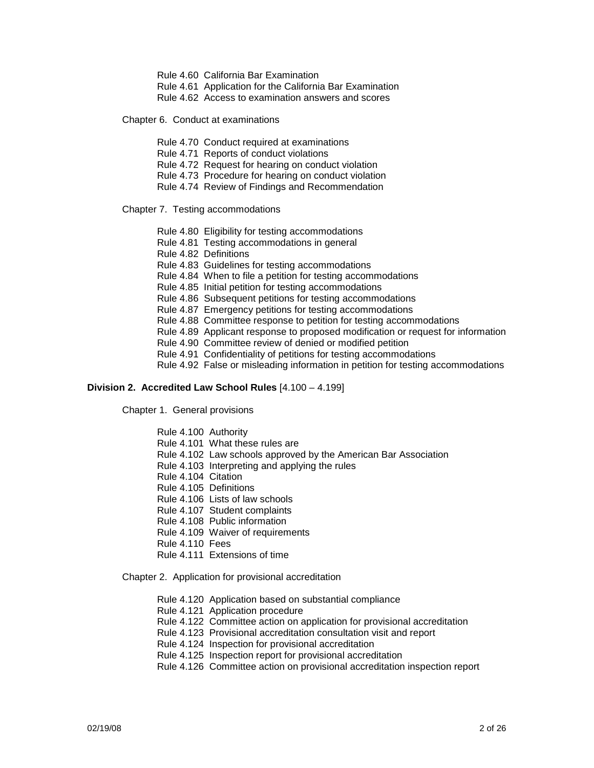Rule 4.60 California Bar Examination
Rule 4.61 Application for the California Bar Examination
Rule 4.62 Access to examination answers and scores

Chapter 6. Conduct at examinations

Rule 4.70 Conduct required at examinations
Rule 4.71 Reports of conduct violations
Rule 4.72 Request for hearing on conduct violation
Rule 4.73 Procedure for hearing on conduct violation
Rule 4.74 Review of Findings and Recommendation

Chapter 7. Testing accommodations

Rule 4.80 Eligibility for testing accommodations
Rule 4.81 Testing accommodations in general
Rule 4.82 Definitions
Rule 4.83 Guidelines for testing accommodations
Rule 4.84 When to file a petition for testing accommodations
Rule 4.85 Initial petition for testing accommodations
Rule 4.86 Subsequent petitions for testing accommodations
Rule 4.87 Emergency petitions for testing accommodations
Rule 4.88 Committee response to petition for testing accommodations
Rule 4.89 Applicant response to proposed modification or request for information
Rule 4.90 Committee review of denied or modified petition
Rule 4.91 Confidentiality of petitions for testing accommodations
Rule 4.92 False or misleading information in petition for testing accommodations

**Division 2. Accredited Law School Rules** [4.100 – 4.199]

Chapter 1. General provisions

Rule 4.100 Authority
Rule 4.101 What these rules are
Rule 4.102 Law schools approved by the American Bar Association
Rule 4.103 Interpreting and applying the rules
Rule 4.104 Citation
Rule 4.105 Definitions
Rule 4.106 Lists of law schools
Rule 4.107 Student complaints
Rule 4.108 Public information
Rule 4.109 Waiver of requirements
Rule 4.110 Fees
Rule 4.111 Extensions of time

Chapter 2. Application for provisional accreditation

Rule 4.120 Application based on substantial compliance
Rule 4.121 Application procedure
Rule 4.122 Committee action on application for provisional accreditation
Rule 4.123 Provisional accreditation consultation visit and report
Rule 4.124 Inspection for provisional accreditation
Rule 4.125 Inspection report for provisional accreditation
Rule 4.126 Committee action on provisional accreditation inspection report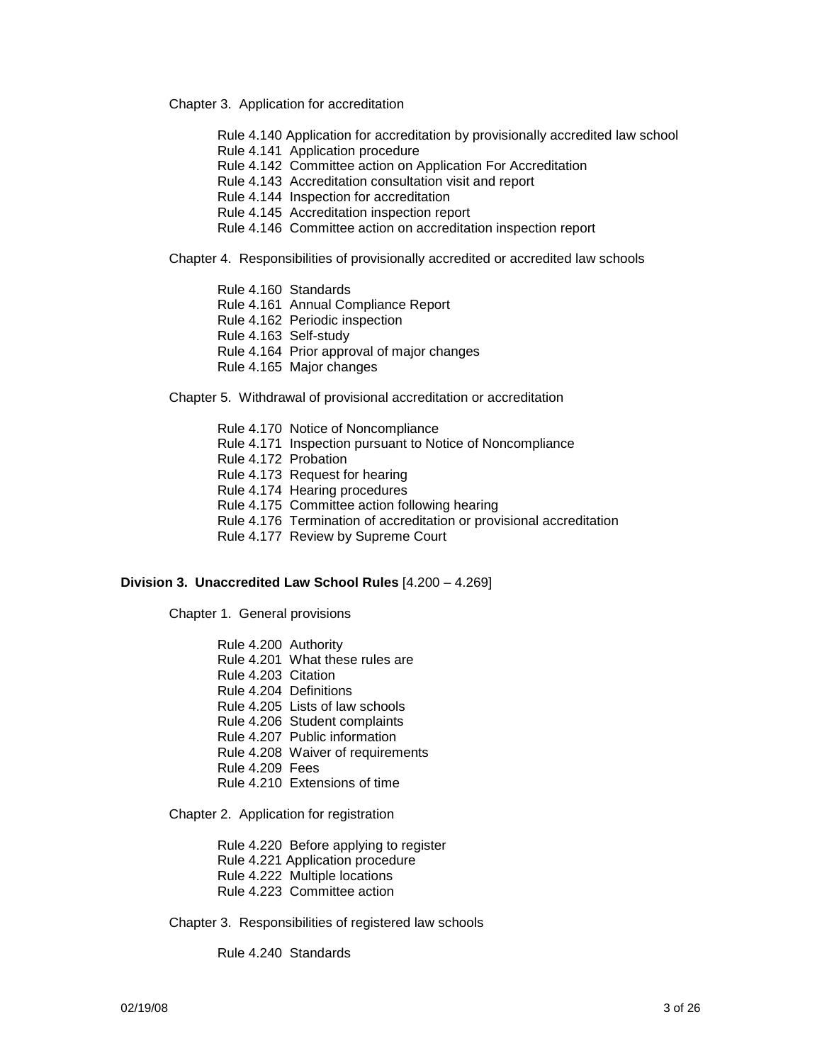Chapter 3. Application for accreditation

- Rule 4.140 Application for accreditation by provisionally accredited law school
- Rule 4.141 Application procedure
- Rule 4.142 Committee action on Application For Accreditation
- Rule 4.143 Accreditation consultation visit and report
- Rule 4.144 Inspection for accreditation
- Rule 4.145 Accreditation inspection report
- Rule 4.146 Committee action on accreditation inspection report

Chapter 4. Responsibilities of provisionally accredited or accredited law schools

- Rule 4.160 Standards
- Rule 4.161 Annual Compliance Report
- Rule 4.162 Periodic inspection
- Rule 4.163 Self-study
- Rule 4.164 Prior approval of major changes
- Rule 4.165 Major changes

Chapter 5. Withdrawal of provisional accreditation or accreditation

- Rule 4.170 Notice of Noncompliance
- Rule 4.171 Inspection pursuant to Notice of Noncompliance
- Rule 4.172 Probation
- Rule 4.173 Request for hearing
- Rule 4.174 Hearing procedures
- Rule 4.175 Committee action following hearing
- Rule 4.176 Termination of accreditation or provisional accreditation
- Rule 4.177 Review by Supreme Court

**Division 3. Unaccredited Law School Rules** [4.200 – 4.269]

Chapter 1. General provisions

- Rule 4.200 Authority
- Rule 4.201 What these rules are
- Rule 4.203 Citation
- Rule 4.204 Definitions
- Rule 4.205 Lists of law schools
- Rule 4.206 Student complaints
- Rule 4.207 Public information
- Rule 4.208 Waiver of requirements
- Rule 4.209 Fees
- Rule 4.210 Extensions of time

Chapter 2. Application for registration

- Rule 4.220 Before applying to register
- Rule 4.221 Application procedure
- Rule 4.222 Multiple locations
- Rule 4.223 Committee action

Chapter 3. Responsibilities of registered law schools

- Rule 4.240 Standards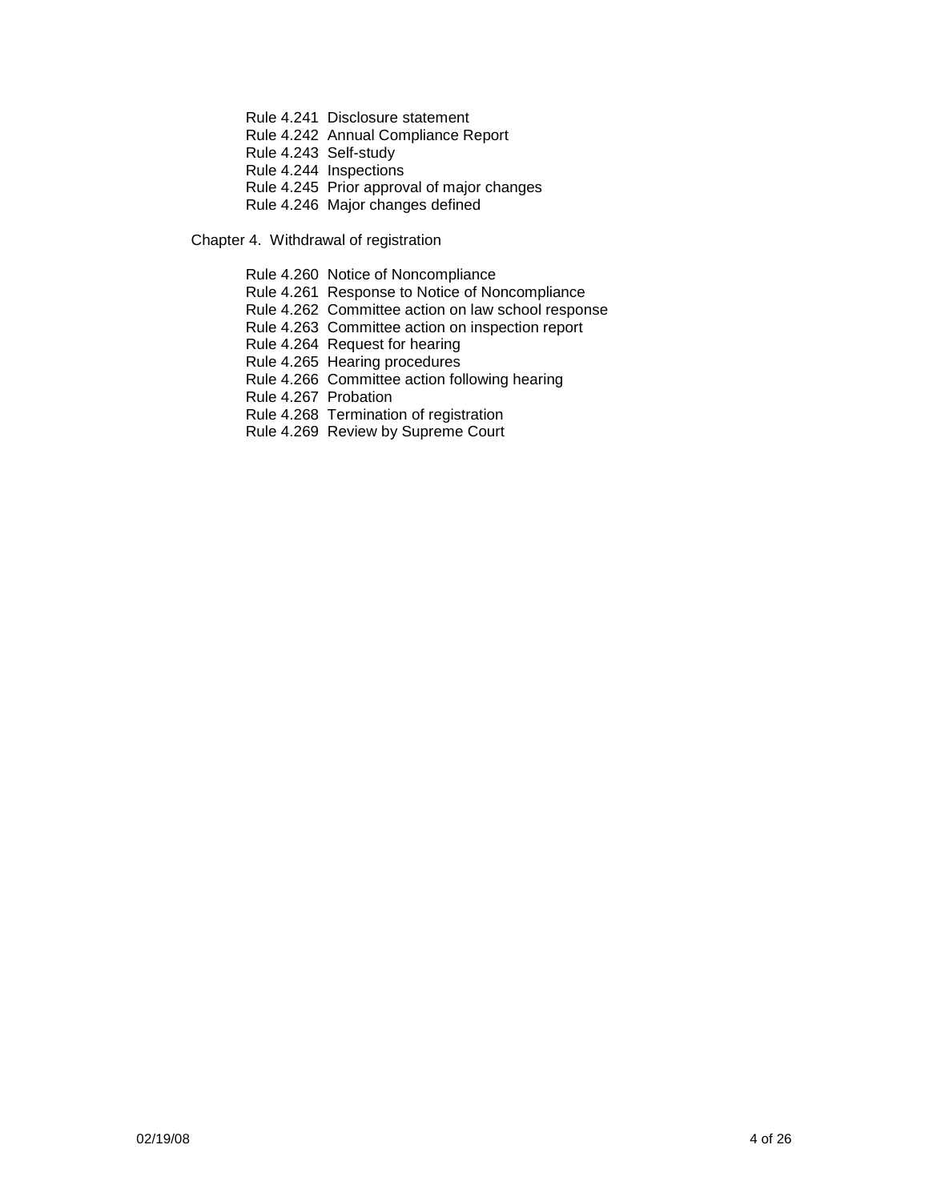Rule 4.241 Disclosure statement
Rule 4.242 Annual Compliance Report
Rule 4.243 Self-study
Rule 4.244 Inspections
Rule 4.245 Prior approval of major changes
Rule 4.246 Major changes defined

Chapter 4. Withdrawal of registration

Rule 4.260 Notice of Noncompliance
Rule 4.261 Response to Notice of Noncompliance
Rule 4.262 Committee action on law school response
Rule 4.263 Committee action on inspection report
Rule 4.264 Request for hearing
Rule 4.265 Hearing procedures
Rule 4.266 Committee action following hearing
Rule 4.267 Probation
Rule 4.268 Termination of registration
Rule 4.269 Review by Supreme Court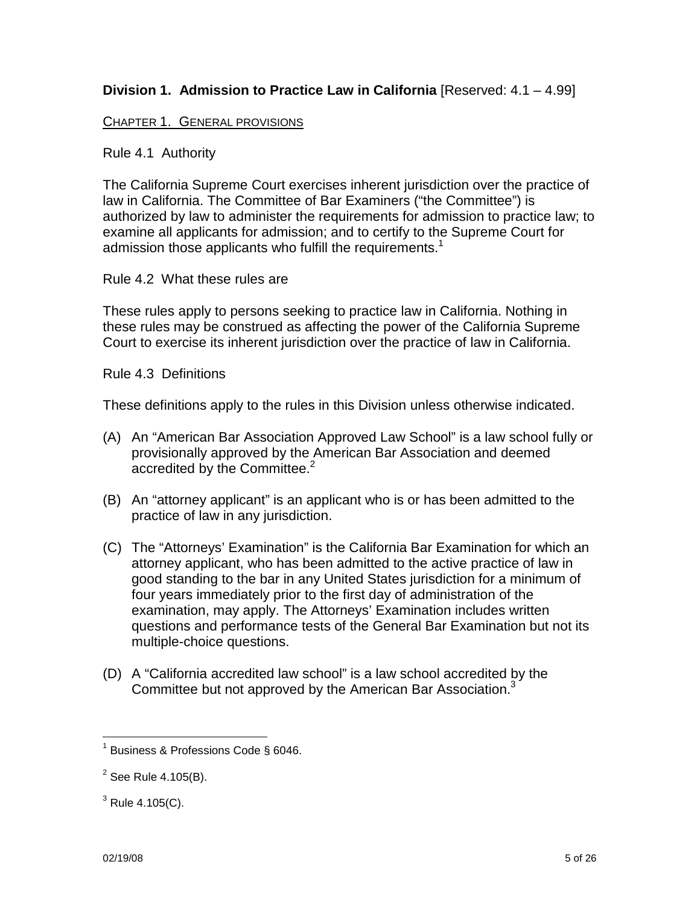## **Division 1. Admission to Practice Law in California** [Reserved: 4.1 – 4.99]

CHAPTER 1. GENERAL PROVISIONS

Rule 4.1 Authority

The California Supreme Court exercises inherent jurisdiction over the practice of law in California. The Committee of Bar Examiners ("the Committee") is authorized by law to administer the requirements for admission to practice law; to examine all applicants for admission; and to certify to the Supreme Court for admission those applicants who fulfill the requirements.[1]

Rule 4.2 What these rules are

These rules apply to persons seeking to practice law in California. Nothing in these rules may be construed as affecting the power of the California Supreme Court to exercise its inherent jurisdiction over the practice of law in California.

Rule 4.3 Definitions

These definitions apply to the rules in this Division unless otherwise indicated.

(A) An "American Bar Association Approved Law School" is a law school fully or provisionally approved by the American Bar Association and deemed accredited by the Committee.[2]

(B) An "attorney applicant" is an applicant who is or has been admitted to the practice of law in any jurisdiction.

(C) The "Attorneys' Examination" is the California Bar Examination for which an attorney applicant, who has been admitted to the active practice of law in good standing to the bar in any United States jurisdiction for a minimum of four years immediately prior to the first day of administration of the examination, may apply. The Attorneys' Examination includes written questions and performance tests of the General Bar Examination but not its multiple-choice questions.

(D) A "California accredited law school" is a law school accredited by the Committee but not approved by the American Bar Association.[3]

---

[1] Business & Professions Code § 6046.

[2] See Rule 4.105(B).

[3] Rule 4.105(C).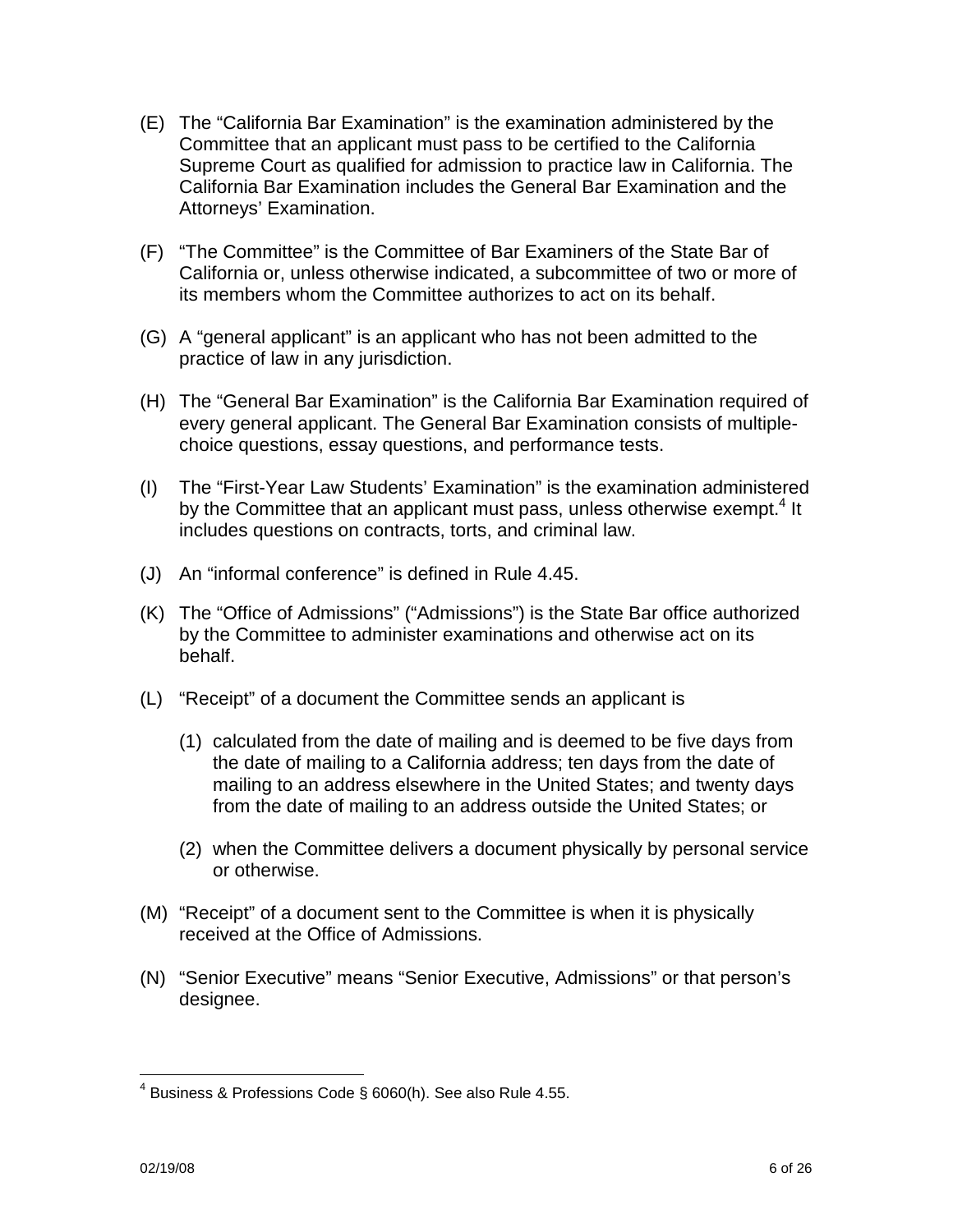(E) The "California Bar Examination" is the examination administered by the Committee that an applicant must pass to be certified to the California Supreme Court as qualified for admission to practice law in California. The California Bar Examination includes the General Bar Examination and the Attorneys' Examination.

(F) "The Committee" is the Committee of Bar Examiners of the State Bar of California or, unless otherwise indicated, a subcommittee of two or more of its members whom the Committee authorizes to act on its behalf.

(G) A "general applicant" is an applicant who has not been admitted to the practice of law in any jurisdiction.

(H) The "General Bar Examination" is the California Bar Examination required of every general applicant. The General Bar Examination consists of multiple-choice questions, essay questions, and performance tests.

(I) The "First-Year Law Students' Examination" is the examination administered by the Committee that an applicant must pass, unless otherwise exempt.[4] It includes questions on contracts, torts, and criminal law.

(J) An "informal conference" is defined in Rule 4.45.

(K) The "Office of Admissions" ("Admissions") is the State Bar office authorized by the Committee to administer examinations and otherwise act on its behalf.

(L) "Receipt" of a document the Committee sends an applicant is

   (1) calculated from the date of mailing and is deemed to be five days from the date of mailing to a California address; ten days from the date of mailing to an address elsewhere in the United States; and twenty days from the date of mailing to an address outside the United States; or

   (2) when the Committee delivers a document physically by personal service or otherwise.

(M) "Receipt" of a document sent to the Committee is when it is physically received at the Office of Admissions.

(N) "Senior Executive" means "Senior Executive, Admissions" or that person's designee.

---

[4] Business & Professions Code § 6060(h). See also Rule 4.55.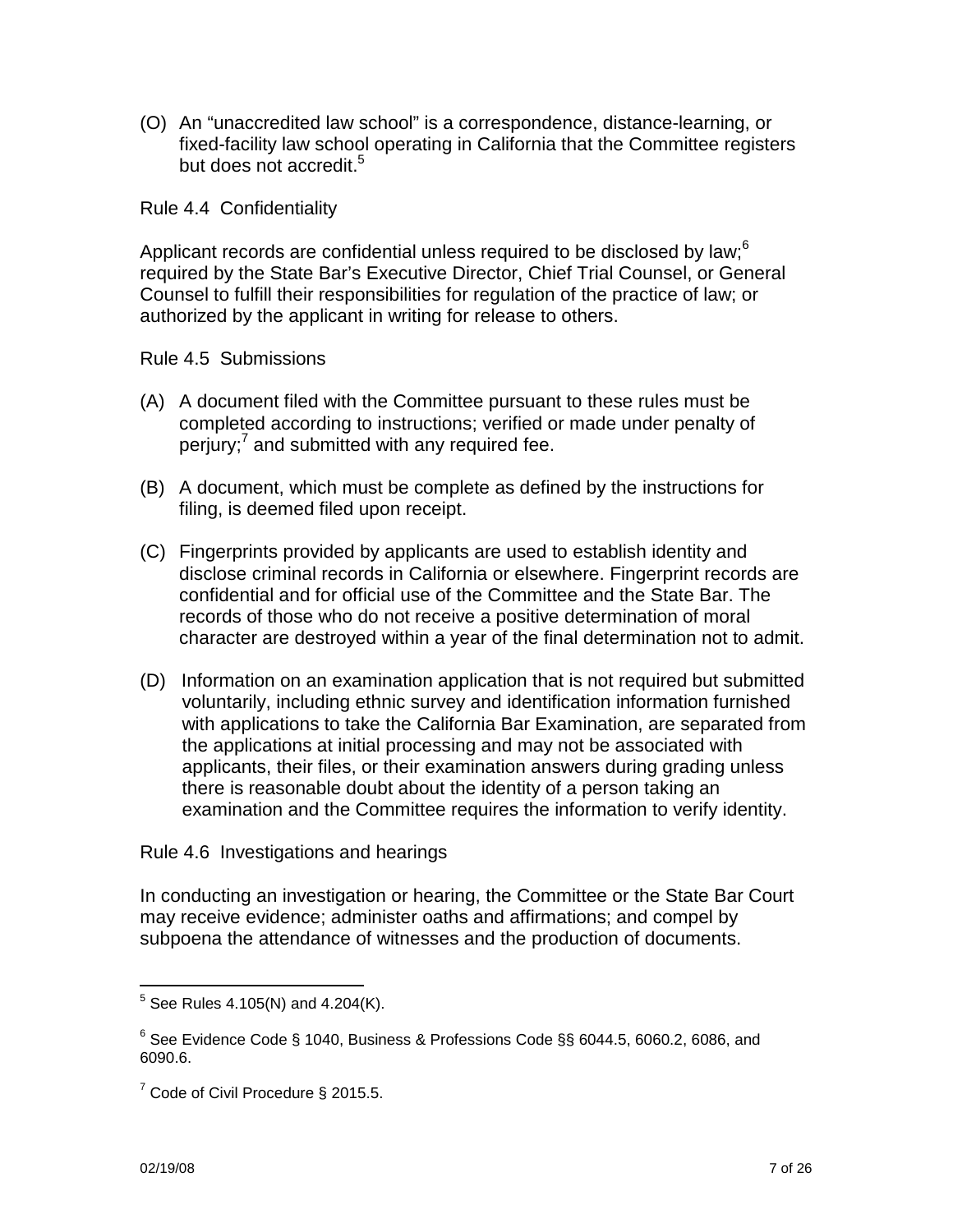(O) An "unaccredited law school" is a correspondence, distance-learning, or fixed-facility law school operating in California that the Committee registers but does not accredit.[5]

Rule 4.4 Confidentiality

Applicant records are confidential unless required to be disclosed by law;[6] required by the State Bar's Executive Director, Chief Trial Counsel, or General Counsel to fulfill their responsibilities for regulation of the practice of law; or authorized by the applicant in writing for release to others.

Rule 4.5 Submissions

(A) A document filed with the Committee pursuant to these rules must be completed according to instructions; verified or made under penalty of perjury;[7] and submitted with any required fee.

(B) A document, which must be complete as defined by the instructions for filing, is deemed filed upon receipt.

(C) Fingerprints provided by applicants are used to establish identity and disclose criminal records in California or elsewhere. Fingerprint records are confidential and for official use of the Committee and the State Bar. The records of those who do not receive a positive determination of moral character are destroyed within a year of the final determination not to admit.

(D) Information on an examination application that is not required but submitted voluntarily, including ethnic survey and identification information furnished with applications to take the California Bar Examination, are separated from the applications at initial processing and may not be associated with applicants, their files, or their examination answers during grading unless there is reasonable doubt about the identity of a person taking an examination and the Committee requires the information to verify identity.

Rule 4.6 Investigations and hearings

In conducting an investigation or hearing, the Committee or the State Bar Court may receive evidence; administer oaths and affirmations; and compel by subpoena the attendance of witnesses and the production of documents.

---

[5] See Rules 4.105(N) and 4.204(K).

[6] See Evidence Code § 1040, Business & Professions Code §§ 6044.5, 6060.2, 6086, and 6090.6.

[7] Code of Civil Procedure § 2015.5.

02/19/08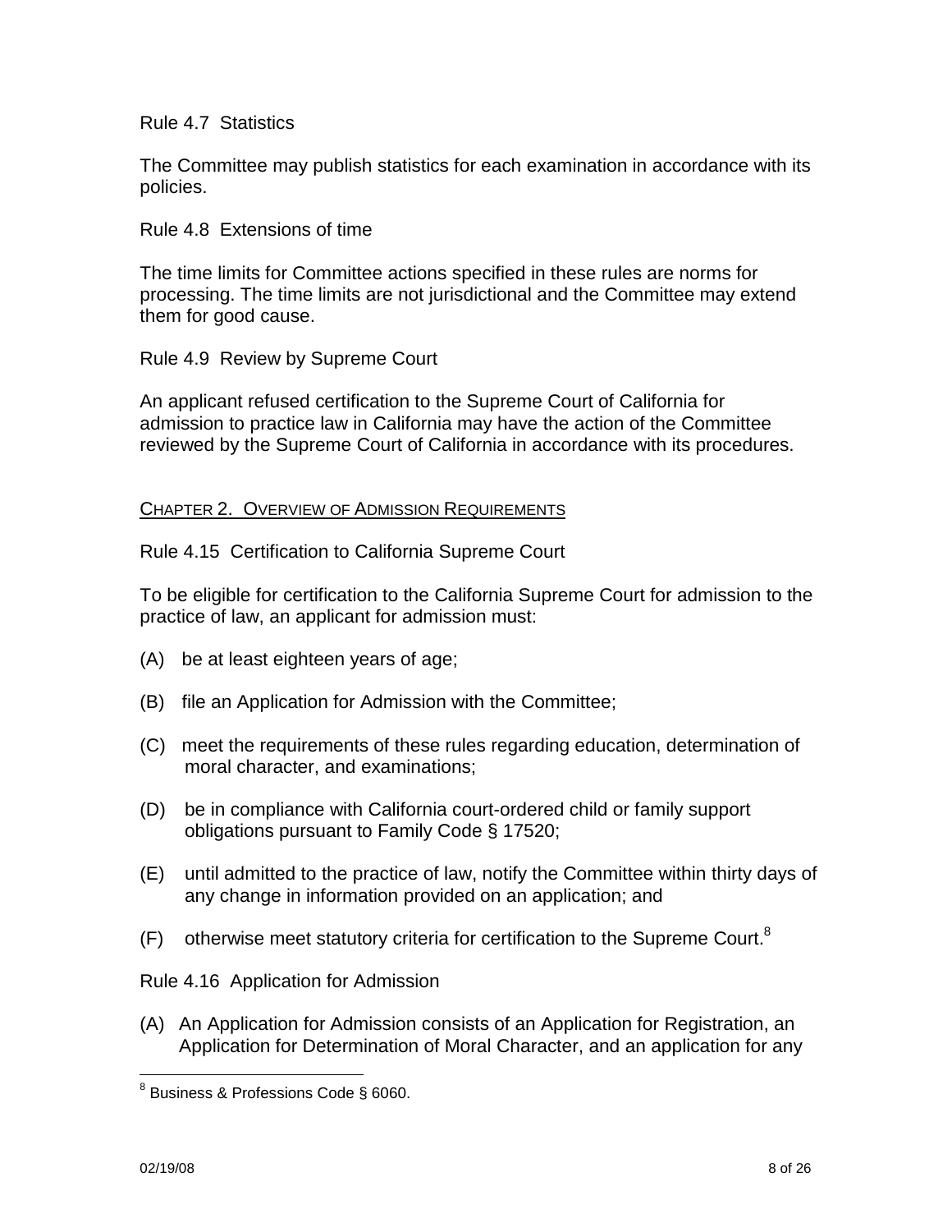Rule 4.7 Statistics

The Committee may publish statistics for each examination in accordance with its policies.

Rule 4.8 Extensions of time

The time limits for Committee actions specified in these rules are norms for processing. The time limits are not jurisdictional and the Committee may extend them for good cause.

Rule 4.9 Review by Supreme Court

An applicant refused certification to the Supreme Court of California for admission to practice law in California may have the action of the Committee reviewed by the Supreme Court of California in accordance with its procedures.

## CHAPTER 2. OVERVIEW OF ADMISSION REQUIREMENTS

Rule 4.15 Certification to California Supreme Court

To be eligible for certification to the California Supreme Court for admission to the practice of law, an applicant for admission must:

(A) be at least eighteen years of age;

(B) file an Application for Admission with the Committee;

(C) meet the requirements of these rules regarding education, determination of moral character, and examinations;

(D) be in compliance with California court-ordered child or family support obligations pursuant to Family Code § 17520;

(E) until admitted to the practice of law, notify the Committee within thirty days of any change in information provided on an application; and

(F) otherwise meet statutory criteria for certification to the Supreme Court.[8]

Rule 4.16 Application for Admission

(A) An Application for Admission consists of an Application for Registration, an Application for Determination of Moral Character, and an application for any

[8] Business & Professions Code § 6060.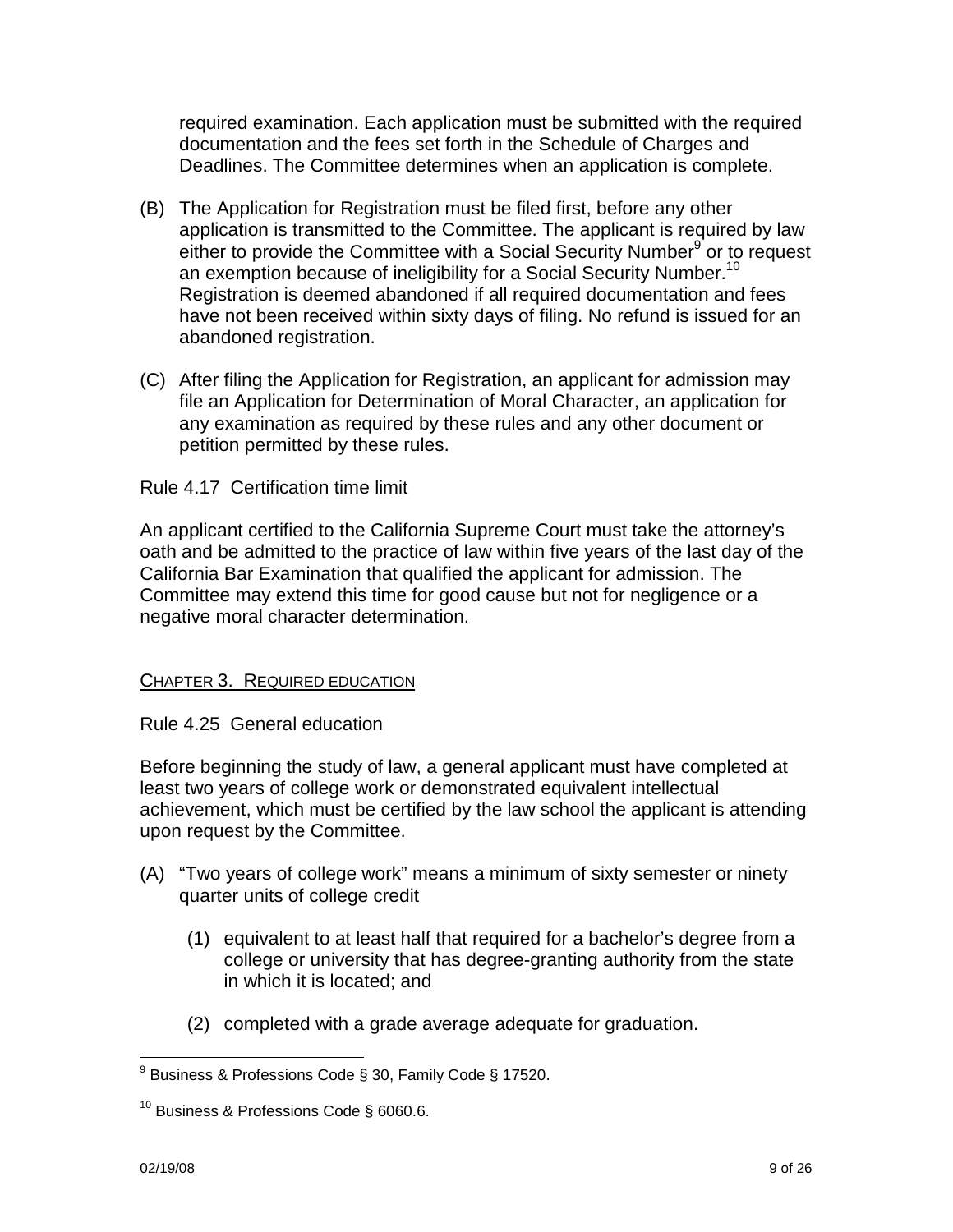required examination. Each application must be submitted with the required documentation and the fees set forth in the Schedule of Charges and Deadlines. The Committee determines when an application is complete.

(B) The Application for Registration must be filed first, before any other application is transmitted to the Committee. The applicant is required by law either to provide the Committee with a Social Security Number[9] or to request an exemption because of ineligibility for a Social Security Number.[10] Registration is deemed abandoned if all required documentation and fees have not been received within sixty days of filing. No refund is issued for an abandoned registration.

(C) After filing the Application for Registration, an applicant for admission may file an Application for Determination of Moral Character, an application for any examination as required by these rules and any other document or petition permitted by these rules.

Rule 4.17 Certification time limit

An applicant certified to the California Supreme Court must take the attorney's oath and be admitted to the practice of law within five years of the last day of the California Bar Examination that qualified the applicant for admission. The Committee may extend this time for good cause but not for negligence or a negative moral character determination.

## Chapter 3. Required education

Rule 4.25 General education

Before beginning the study of law, a general applicant must have completed at least two years of college work or demonstrated equivalent intellectual achievement, which must be certified by the law school the applicant is attending upon request by the Committee.

(A) "Two years of college work" means a minimum of sixty semester or ninety quarter units of college credit

  (1) equivalent to at least half that required for a bachelor's degree from a college or university that has degree-granting authority from the state in which it is located; and

  (2) completed with a grade average adequate for graduation.

---

[9] Business & Professions Code § 30, Family Code § 17520.

[10] Business & Professions Code § 6060.6.

02/19/08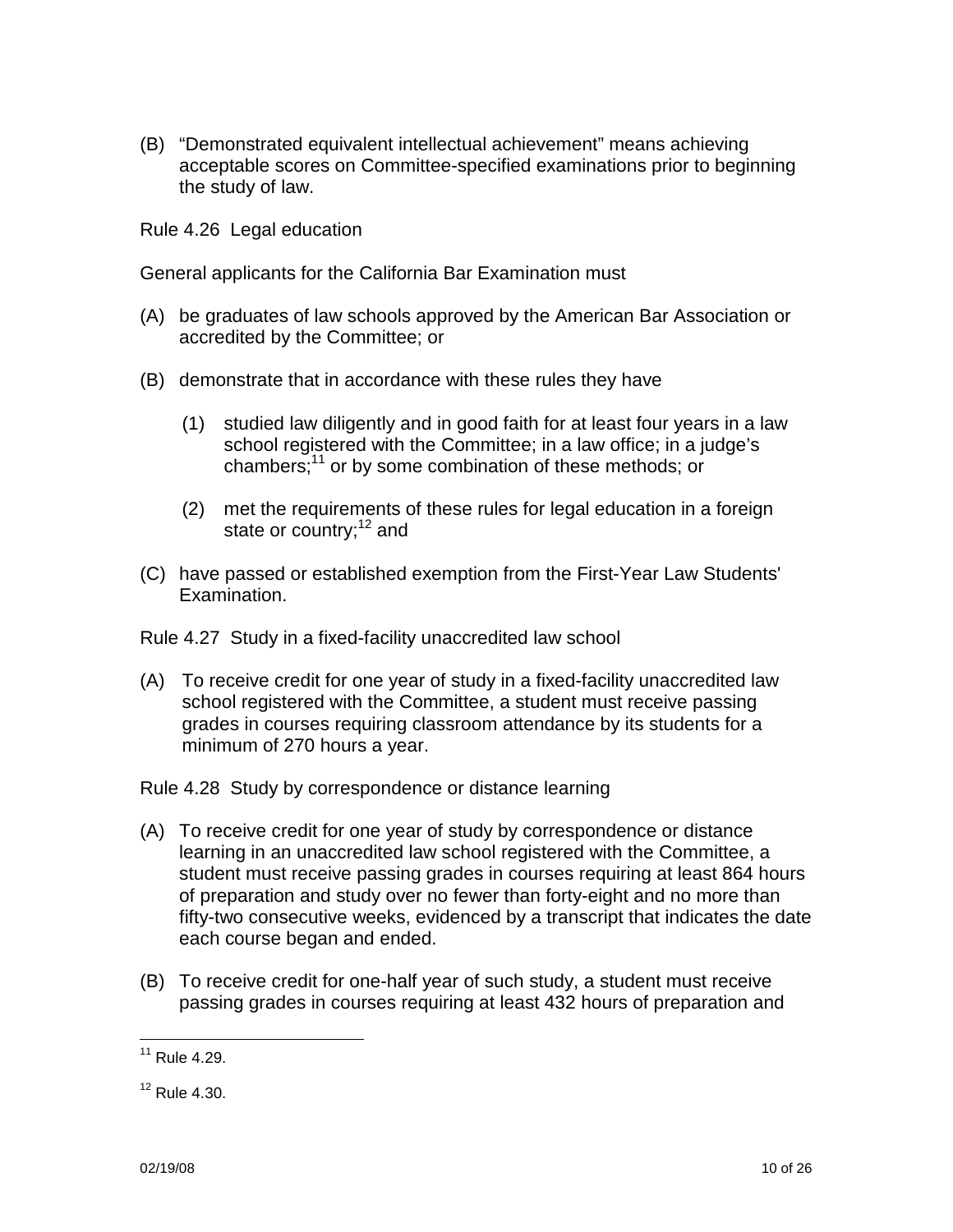(B) "Demonstrated equivalent intellectual achievement" means achieving acceptable scores on Committee-specified examinations prior to beginning the study of law.

Rule 4.26 Legal education

General applicants for the California Bar Examination must

(A) be graduates of law schools approved by the American Bar Association or accredited by the Committee; or

(B) demonstrate that in accordance with these rules they have

   (1) studied law diligently and in good faith for at least four years in a law school registered with the Committee; in a law office; in a judge's chambers;[11] or by some combination of these methods; or

   (2) met the requirements of these rules for legal education in a foreign state or country;[12] and

(C) have passed or established exemption from the First-Year Law Students' Examination.

Rule 4.27 Study in a fixed-facility unaccredited law school

(A) To receive credit for one year of study in a fixed-facility unaccredited law school registered with the Committee, a student must receive passing grades in courses requiring classroom attendance by its students for a minimum of 270 hours a year.

Rule 4.28 Study by correspondence or distance learning

(A) To receive credit for one year of study by correspondence or distance learning in an unaccredited law school registered with the Committee, a student must receive passing grades in courses requiring at least 864 hours of preparation and study over no fewer than forty-eight and no more than fifty-two consecutive weeks, evidenced by a transcript that indicates the date each course began and ended.

(B) To receive credit for one-half year of such study, a student must receive passing grades in courses requiring at least 432 hours of preparation and

---

[11] Rule 4.29.

[12] Rule 4.30.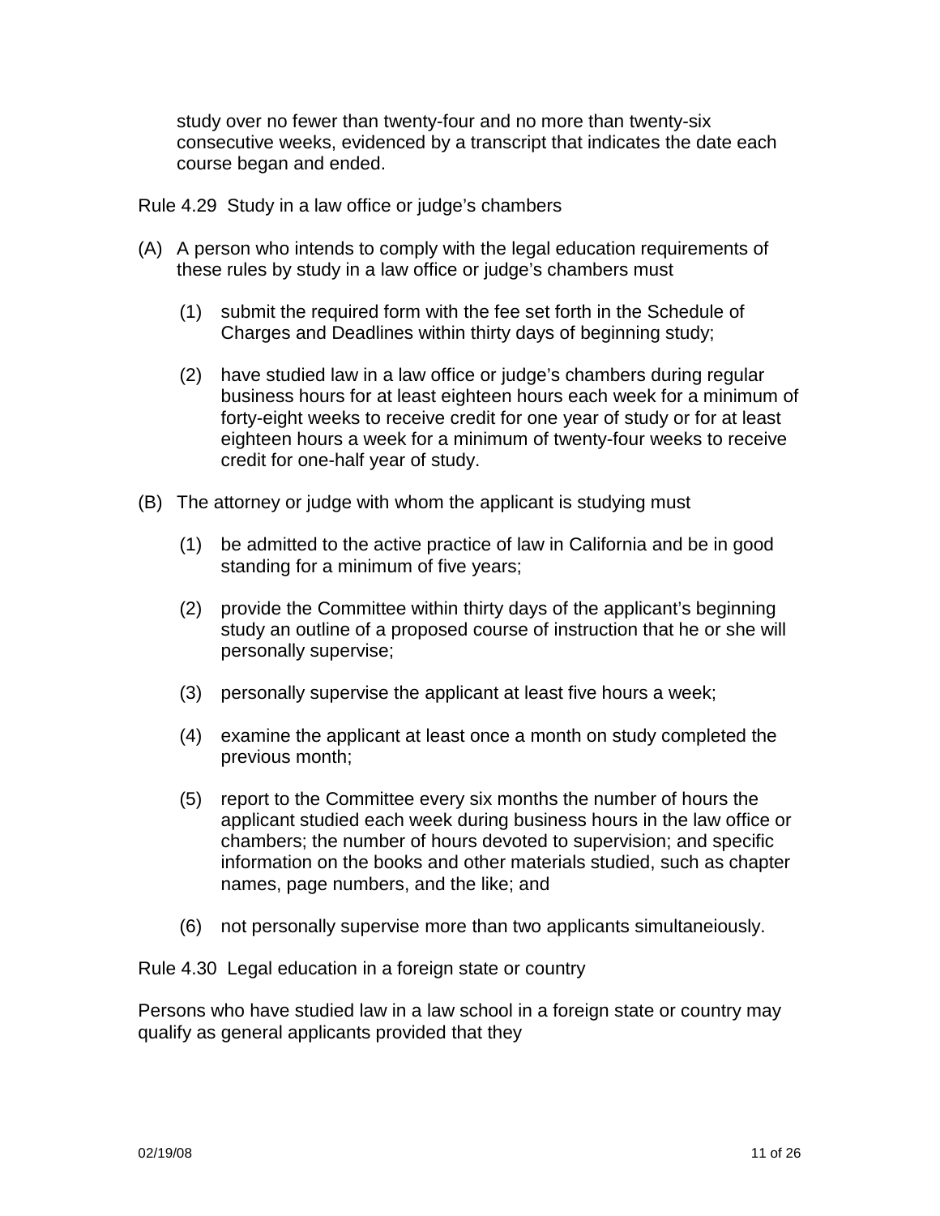study over no fewer than twenty-four and no more than twenty-six consecutive weeks, evidenced by a transcript that indicates the date each course began and ended.

Rule 4.29 Study in a law office or judge's chambers

(A) A person who intends to comply with the legal education requirements of these rules by study in a law office or judge's chambers must

  (1) submit the required form with the fee set forth in the Schedule of Charges and Deadlines within thirty days of beginning study;

  (2) have studied law in a law office or judge's chambers during regular business hours for at least eighteen hours each week for a minimum of forty-eight weeks to receive credit for one year of study or for at least eighteen hours a week for a minimum of twenty-four weeks to receive credit for one-half year of study.

(B) The attorney or judge with whom the applicant is studying must

  (1) be admitted to the active practice of law in California and be in good standing for a minimum of five years;

  (2) provide the Committee within thirty days of the applicant's beginning study an outline of a proposed course of instruction that he or she will personally supervise;

  (3) personally supervise the applicant at least five hours a week;

  (4) examine the applicant at least once a month on study completed the previous month;

  (5) report to the Committee every six months the number of hours the applicant studied each week during business hours in the law office or chambers; the number of hours devoted to supervision; and specific information on the books and other materials studied, such as chapter names, page numbers, and the like; and

  (6) not personally supervise more than two applicants simultaneiously.

Rule 4.30 Legal education in a foreign state or country

Persons who have studied law in a law school in a foreign state or country may qualify as general applicants provided that they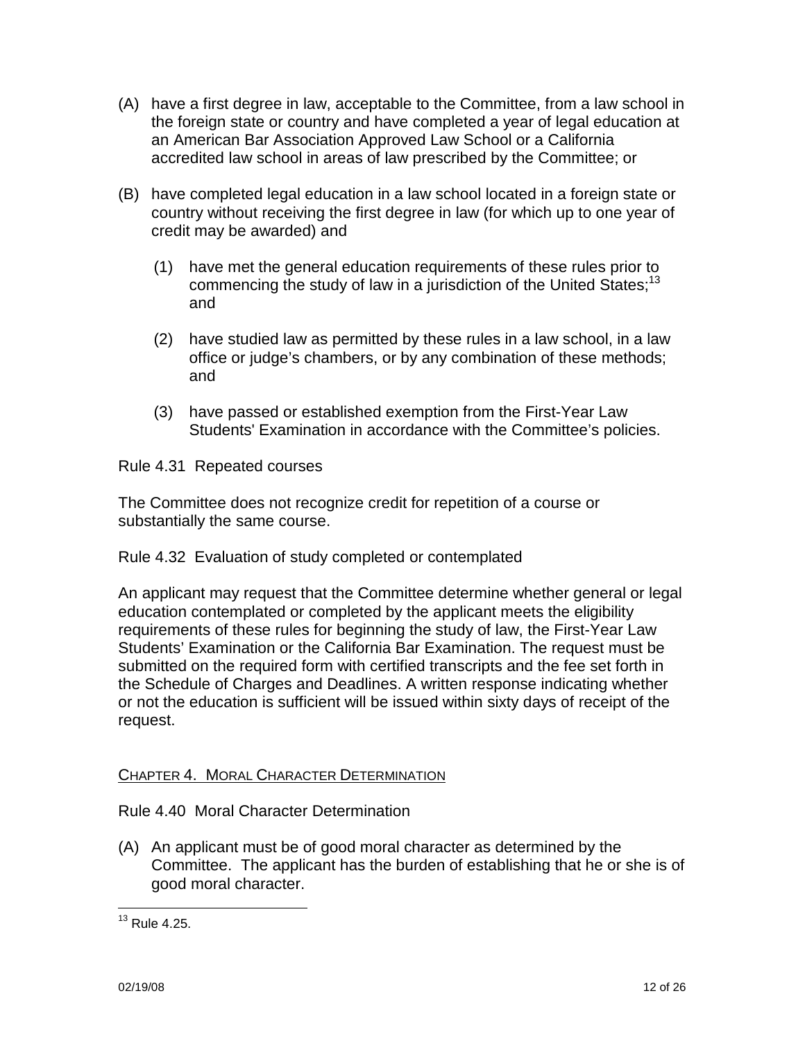(A) have a first degree in law, acceptable to the Committee, from a law school in the foreign state or country and have completed a year of legal education at an American Bar Association Approved Law School or a California accredited law school in areas of law prescribed by the Committee; or

(B) have completed legal education in a law school located in a foreign state or country without receiving the first degree in law (for which up to one year of credit may be awarded) and

(1) have met the general education requirements of these rules prior to commencing the study of law in a jurisdiction of the United States;[13] and

(2) have studied law as permitted by these rules in a law school, in a law office or judge's chambers, or by any combination of these methods; and

(3) have passed or established exemption from the First-Year Law Students' Examination in accordance with the Committee's policies.

Rule 4.31 Repeated courses

The Committee does not recognize credit for repetition of a course or substantially the same course.

Rule 4.32 Evaluation of study completed or contemplated

An applicant may request that the Committee determine whether general or legal education contemplated or completed by the applicant meets the eligibility requirements of these rules for beginning the study of law, the First-Year Law Students' Examination or the California Bar Examination. The request must be submitted on the required form with certified transcripts and the fee set forth in the Schedule of Charges and Deadlines. A written response indicating whether or not the education is sufficient will be issued within sixty days of receipt of the request.

## CHAPTER 4. MORAL CHARACTER DETERMINATION

Rule 4.40 Moral Character Determination

(A) An applicant must be of good moral character as determined by the Committee. The applicant has the burden of establishing that he or she is of good moral character.

---

[13] Rule 4.25.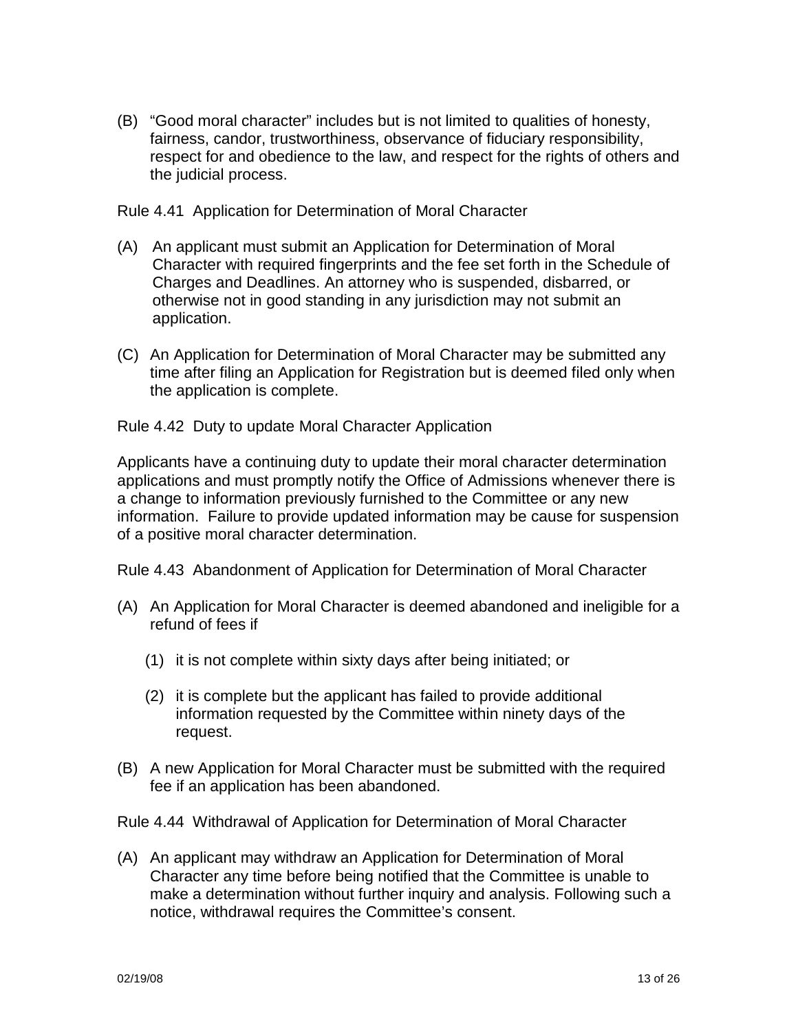(B) "Good moral character" includes but is not limited to qualities of honesty, fairness, candor, trustworthiness, observance of fiduciary responsibility, respect for and obedience to the law, and respect for the rights of others and the judicial process.

Rule 4.41 Application for Determination of Moral Character

(A) An applicant must submit an Application for Determination of Moral Character with required fingerprints and the fee set forth in the Schedule of Charges and Deadlines. An attorney who is suspended, disbarred, or otherwise not in good standing in any jurisdiction may not submit an application.

(C) An Application for Determination of Moral Character may be submitted any time after filing an Application for Registration but is deemed filed only when the application is complete.

Rule 4.42 Duty to update Moral Character Application

Applicants have a continuing duty to update their moral character determination applications and must promptly notify the Office of Admissions whenever there is a change to information previously furnished to the Committee or any new information. Failure to provide updated information may be cause for suspension of a positive moral character determination.

Rule 4.43 Abandonment of Application for Determination of Moral Character

(A) An Application for Moral Character is deemed abandoned and ineligible for a refund of fees if

  (1) it is not complete within sixty days after being initiated; or

  (2) it is complete but the applicant has failed to provide additional information requested by the Committee within ninety days of the request.

(B) A new Application for Moral Character must be submitted with the required fee if an application has been abandoned.

Rule 4.44 Withdrawal of Application for Determination of Moral Character

(A) An applicant may withdraw an Application for Determination of Moral Character any time before being notified that the Committee is unable to make a determination without further inquiry and analysis. Following such a notice, withdrawal requires the Committee's consent.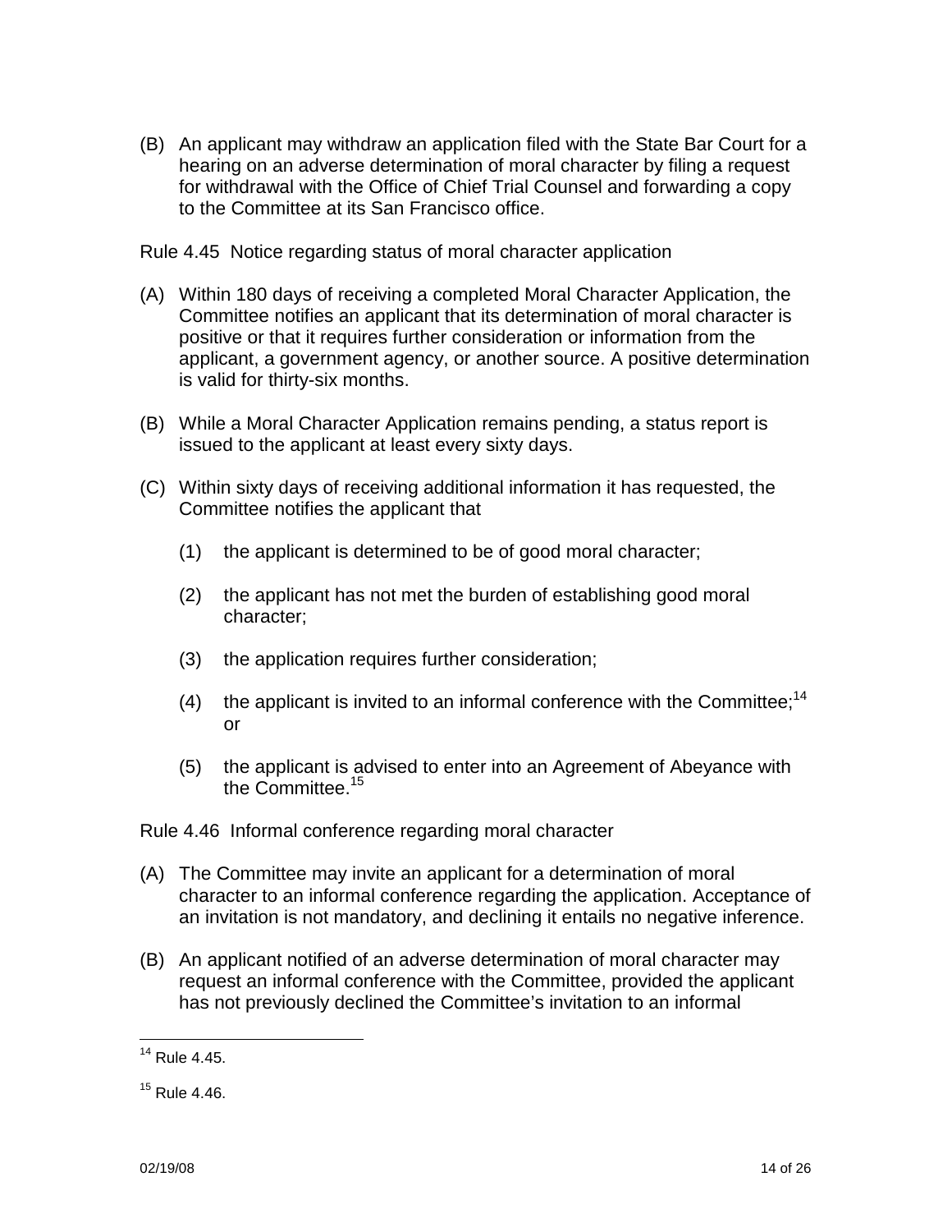(B) An applicant may withdraw an application filed with the State Bar Court for a hearing on an adverse determination of moral character by filing a request for withdrawal with the Office of Chief Trial Counsel and forwarding a copy to the Committee at its San Francisco office.

Rule 4.45 Notice regarding status of moral character application

(A) Within 180 days of receiving a completed Moral Character Application, the Committee notifies an applicant that its determination of moral character is positive or that it requires further consideration or information from the applicant, a government agency, or another source. A positive determination is valid for thirty-six months.

(B) While a Moral Character Application remains pending, a status report is issued to the applicant at least every sixty days.

(C) Within sixty days of receiving additional information it has requested, the Committee notifies the applicant that

(1) the applicant is determined to be of good moral character;

(2) the applicant has not met the burden of establishing good moral character;

(3) the application requires further consideration;

(4) the applicant is invited to an informal conference with the Committee;[14] or

(5) the applicant is advised to enter into an Agreement of Abeyance with the Committee.[15]

Rule 4.46 Informal conference regarding moral character

(A) The Committee may invite an applicant for a determination of moral character to an informal conference regarding the application. Acceptance of an invitation is not mandatory, and declining it entails no negative inference.

(B) An applicant notified of an adverse determination of moral character may request an informal conference with the Committee, provided the applicant has not previously declined the Committee's invitation to an informal

---

[14] Rule 4.45.

[15] Rule 4.46.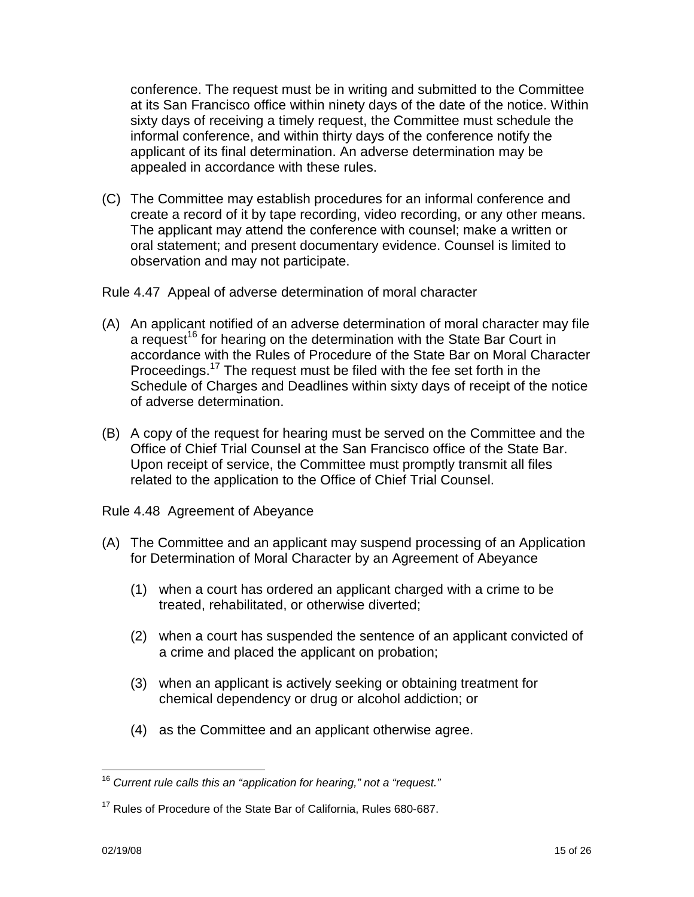conference. The request must be in writing and submitted to the Committee at its San Francisco office within ninety days of the date of the notice. Within sixty days of receiving a timely request, the Committee must schedule the informal conference, and within thirty days of the conference notify the applicant of its final determination. An adverse determination may be appealed in accordance with these rules.

(C) The Committee may establish procedures for an informal conference and create a record of it by tape recording, video recording, or any other means. The applicant may attend the conference with counsel; make a written or oral statement; and present documentary evidence. Counsel is limited to observation and may not participate.

Rule 4.47 Appeal of adverse determination of moral character

(A) An applicant notified of an adverse determination of moral character may file a request[16] for hearing on the determination with the State Bar Court in accordance with the Rules of Procedure of the State Bar on Moral Character Proceedings.[17] The request must be filed with the fee set forth in the Schedule of Charges and Deadlines within sixty days of receipt of the notice of adverse determination.

(B) A copy of the request for hearing must be served on the Committee and the Office of Chief Trial Counsel at the San Francisco office of the State Bar. Upon receipt of service, the Committee must promptly transmit all files related to the application to the Office of Chief Trial Counsel.

Rule 4.48 Agreement of Abeyance

(A) The Committee and an applicant may suspend processing of an Application for Determination of Moral Character by an Agreement of Abeyance

(1) when a court has ordered an applicant charged with a crime to be treated, rehabilitated, or otherwise diverted;

(2) when a court has suspended the sentence of an applicant convicted of a crime and placed the applicant on probation;

(3) when an applicant is actively seeking or obtaining treatment for chemical dependency or drug or alcohol addiction; or

(4) as the Committee and an applicant otherwise agree.

---

[16] *Current rule calls this an "application for hearing," not a "request."*

[17] Rules of Procedure of the State Bar of California, Rules 680-687.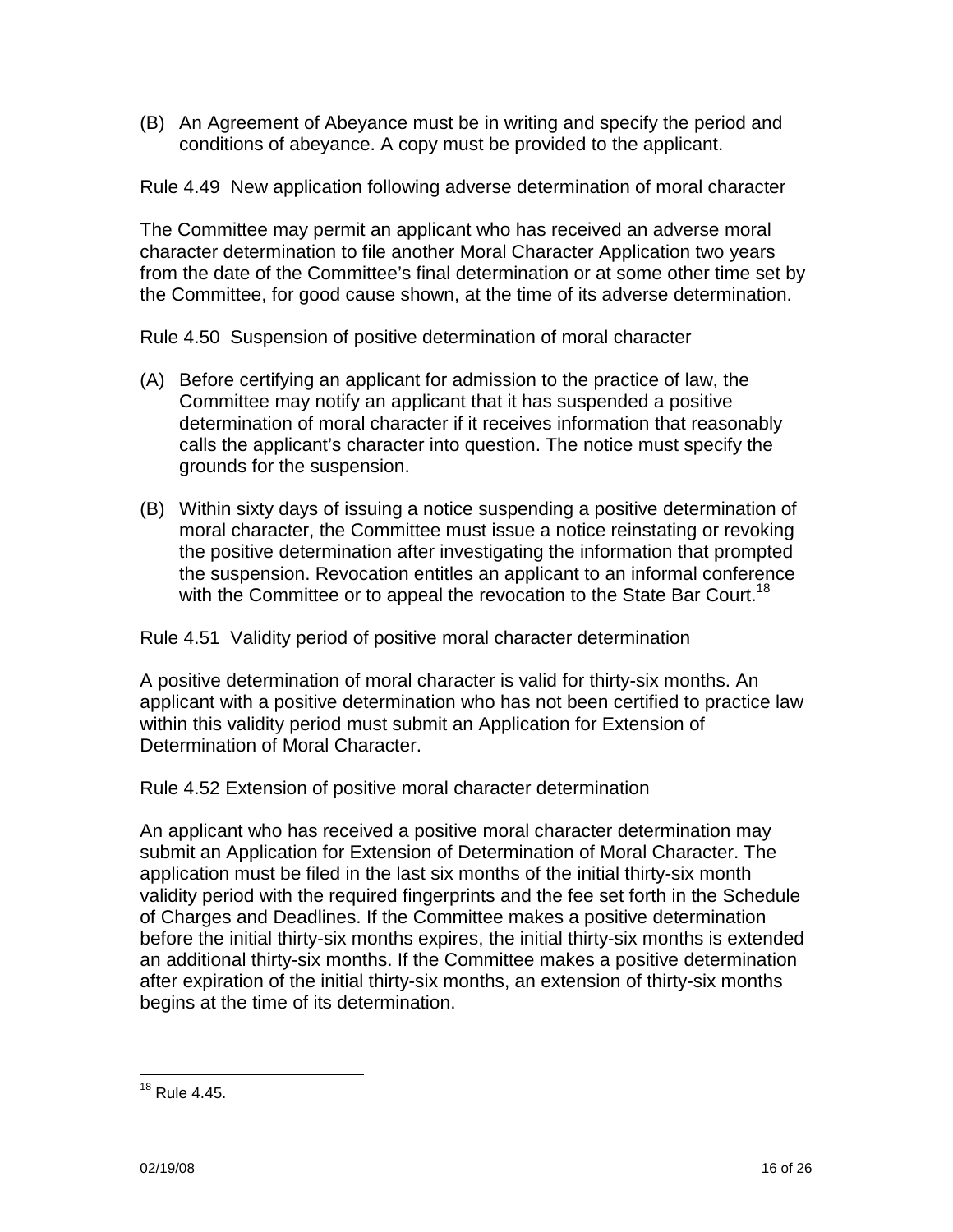(B) An Agreement of Abeyance must be in writing and specify the period and conditions of abeyance. A copy must be provided to the applicant.

Rule 4.49 New application following adverse determination of moral character

The Committee may permit an applicant who has received an adverse moral character determination to file another Moral Character Application two years from the date of the Committee's final determination or at some other time set by the Committee, for good cause shown, at the time of its adverse determination.

Rule 4.50 Suspension of positive determination of moral character

(A) Before certifying an applicant for admission to the practice of law, the Committee may notify an applicant that it has suspended a positive determination of moral character if it receives information that reasonably calls the applicant's character into question. The notice must specify the grounds for the suspension.

(B) Within sixty days of issuing a notice suspending a positive determination of moral character, the Committee must issue a notice reinstating or revoking the positive determination after investigating the information that prompted the suspension. Revocation entitles an applicant to an informal conference with the Committee or to appeal the revocation to the State Bar Court.[18]

Rule 4.51 Validity period of positive moral character determination

A positive determination of moral character is valid for thirty-six months. An applicant with a positive determination who has not been certified to practice law within this validity period must submit an Application for Extension of Determination of Moral Character.

Rule 4.52 Extension of positive moral character determination

An applicant who has received a positive moral character determination may submit an Application for Extension of Determination of Moral Character. The application must be filed in the last six months of the initial thirty-six month validity period with the required fingerprints and the fee set forth in the Schedule of Charges and Deadlines. If the Committee makes a positive determination before the initial thirty-six months expires, the initial thirty-six months is extended an additional thirty-six months. If the Committee makes a positive determination after expiration of the initial thirty-six months, an extension of thirty-six months begins at the time of its determination.

---

[18] Rule 4.45.

02/19/08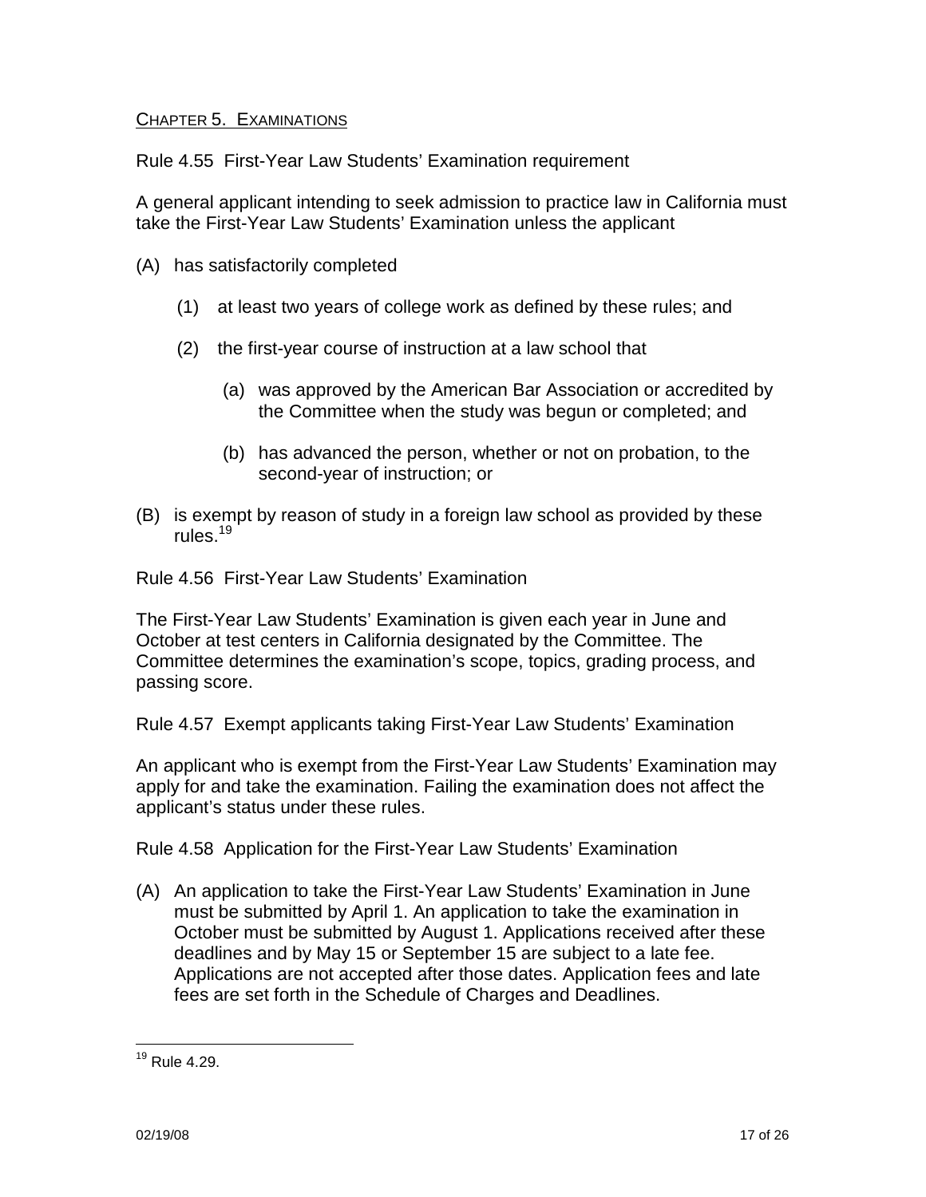## CHAPTER 5. EXAMINATIONS

### Rule 4.55 First-Year Law Students' Examination requirement

A general applicant intending to seek admission to practice law in California must take the First-Year Law Students' Examination unless the applicant

(A) has satisfactorily completed

  (1) at least two years of college work as defined by these rules; and

  (2) the first-year course of instruction at a law school that

    (a) was approved by the American Bar Association or accredited by the Committee when the study was begun or completed; and

    (b) has advanced the person, whether or not on probation, to the second-year of instruction; or

(B) is exempt by reason of study in a foreign law school as provided by these rules.[19]

### Rule 4.56 First-Year Law Students' Examination

The First-Year Law Students' Examination is given each year in June and October at test centers in California designated by the Committee. The Committee determines the examination's scope, topics, grading process, and passing score.

### Rule 4.57 Exempt applicants taking First-Year Law Students' Examination

An applicant who is exempt from the First-Year Law Students' Examination may apply for and take the examination. Failing the examination does not affect the applicant's status under these rules.

### Rule 4.58 Application for the First-Year Law Students' Examination

(A) An application to take the First-Year Law Students' Examination in June must be submitted by April 1. An application to take the examination in October must be submitted by August 1. Applications received after these deadlines and by May 15 or September 15 are subject to a late fee. Applications are not accepted after those dates. Application fees and late fees are set forth in the Schedule of Charges and Deadlines.

---

[19] Rule 4.29.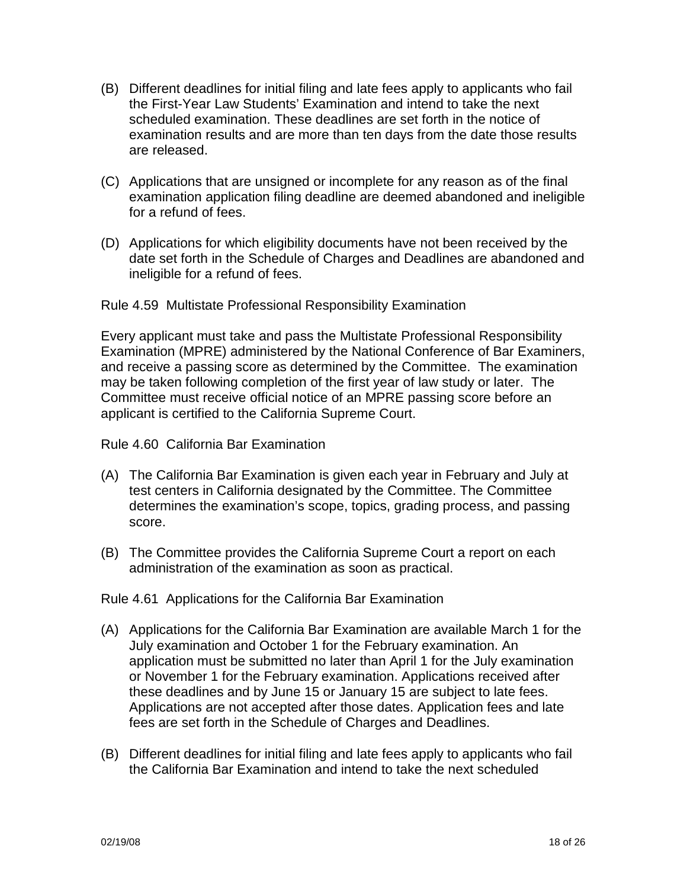(B) Different deadlines for initial filing and late fees apply to applicants who fail the First-Year Law Students' Examination and intend to take the next scheduled examination. These deadlines are set forth in the notice of examination results and are more than ten days from the date those results are released.

(C) Applications that are unsigned or incomplete for any reason as of the final examination application filing deadline are deemed abandoned and ineligible for a refund of fees.

(D) Applications for which eligibility documents have not been received by the date set forth in the Schedule of Charges and Deadlines are abandoned and ineligible for a refund of fees.

Rule 4.59 Multistate Professional Responsibility Examination

Every applicant must take and pass the Multistate Professional Responsibility Examination (MPRE) administered by the National Conference of Bar Examiners, and receive a passing score as determined by the Committee. The examination may be taken following completion of the first year of law study or later. The Committee must receive official notice of an MPRE passing score before an applicant is certified to the California Supreme Court.

Rule 4.60 California Bar Examination

(A) The California Bar Examination is given each year in February and July at test centers in California designated by the Committee. The Committee determines the examination's scope, topics, grading process, and passing score.

(B) The Committee provides the California Supreme Court a report on each administration of the examination as soon as practical.

Rule 4.61 Applications for the California Bar Examination

(A) Applications for the California Bar Examination are available March 1 for the July examination and October 1 for the February examination. An application must be submitted no later than April 1 for the July examination or November 1 for the February examination. Applications received after these deadlines and by June 15 or January 15 are subject to late fees. Applications are not accepted after those dates. Application fees and late fees are set forth in the Schedule of Charges and Deadlines.

(B) Different deadlines for initial filing and late fees apply to applicants who fail the California Bar Examination and intend to take the next scheduled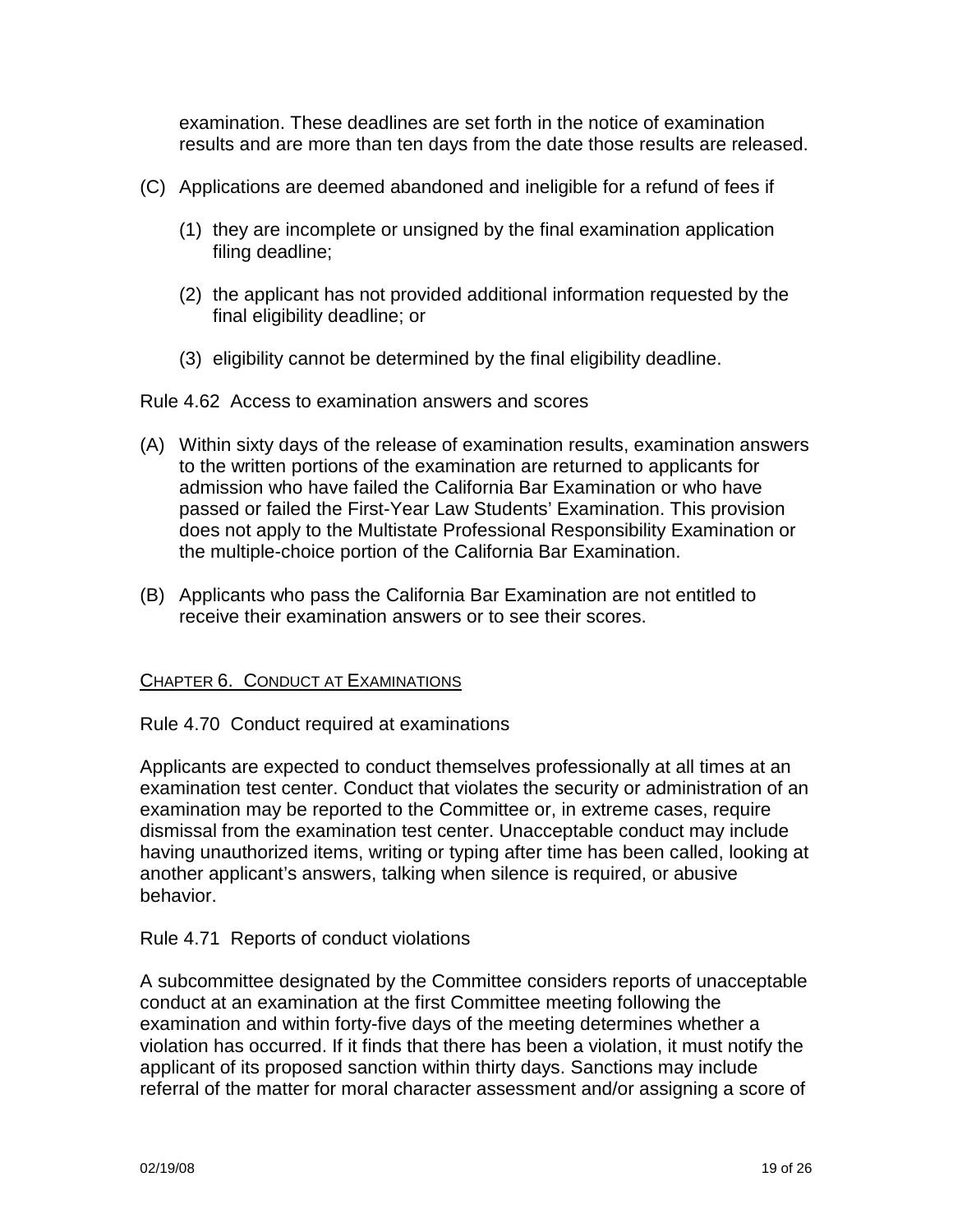examination. These deadlines are set forth in the notice of examination results and are more than ten days from the date those results are released.

(C) Applications are deemed abandoned and ineligible for a refund of fees if

(1) they are incomplete or unsigned by the final examination application filing deadline;

(2) the applicant has not provided additional information requested by the final eligibility deadline; or

(3) eligibility cannot be determined by the final eligibility deadline.

Rule 4.62 Access to examination answers and scores

(A) Within sixty days of the release of examination results, examination answers to the written portions of the examination are returned to applicants for admission who have failed the California Bar Examination or who have passed or failed the First-Year Law Students' Examination. This provision does not apply to the Multistate Professional Responsibility Examination or the multiple-choice portion of the California Bar Examination.

(B) Applicants who pass the California Bar Examination are not entitled to receive their examination answers or to see their scores.

## Chapter 6. Conduct at Examinations

Rule 4.70 Conduct required at examinations

Applicants are expected to conduct themselves professionally at all times at an examination test center. Conduct that violates the security or administration of an examination may be reported to the Committee or, in extreme cases, require dismissal from the examination test center. Unacceptable conduct may include having unauthorized items, writing or typing after time has been called, looking at another applicant's answers, talking when silence is required, or abusive behavior.

Rule 4.71 Reports of conduct violations

A subcommittee designated by the Committee considers reports of unacceptable conduct at an examination at the first Committee meeting following the examination and within forty-five days of the meeting determines whether a violation has occurred. If it finds that there has been a violation, it must notify the applicant of its proposed sanction within thirty days. Sanctions may include referral of the matter for moral character assessment and/or assigning a score of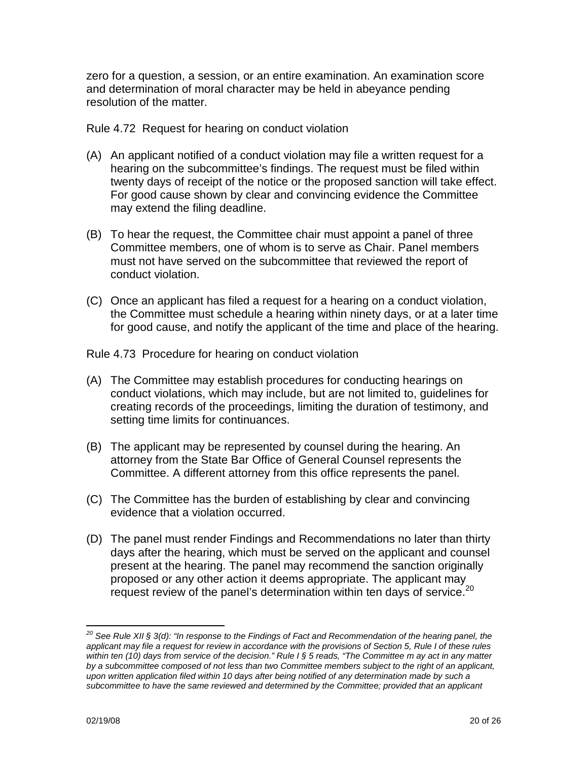zero for a question, a session, or an entire examination. An examination score and determination of moral character may be held in abeyance pending resolution of the matter.

Rule 4.72 Request for hearing on conduct violation

(A) An applicant notified of a conduct violation may file a written request for a hearing on the subcommittee's findings. The request must be filed within twenty days of receipt of the notice or the proposed sanction will take effect. For good cause shown by clear and convincing evidence the Committee may extend the filing deadline.

(B) To hear the request, the Committee chair must appoint a panel of three Committee members, one of whom is to serve as Chair. Panel members must not have served on the subcommittee that reviewed the report of conduct violation.

(C) Once an applicant has filed a request for a hearing on a conduct violation, the Committee must schedule a hearing within ninety days, or at a later time for good cause, and notify the applicant of the time and place of the hearing.

Rule 4.73 Procedure for hearing on conduct violation

(A) The Committee may establish procedures for conducting hearings on conduct violations, which may include, but are not limited to, guidelines for creating records of the proceedings, limiting the duration of testimony, and setting time limits for continuances.

(B) The applicant may be represented by counsel during the hearing. An attorney from the State Bar Office of General Counsel represents the Committee. A different attorney from this office represents the panel.

(C) The Committee has the burden of establishing by clear and convincing evidence that a violation occurred.

(D) The panel must render Findings and Recommendations no later than thirty days after the hearing, which must be served on the applicant and counsel present at the hearing. The panel may recommend the sanction originally proposed or any other action it deems appropriate. The applicant may request review of the panel's determination within ten days of service.[20]

---

[20] *See Rule XII § 3(d): "In response to the Findings of Fact and Recommendation of the hearing panel, the applicant may file a request for review in accordance with the provisions of Section 5, Rule I of these rules within ten (10) days from service of the decision." Rule I § 5 reads, "The Committee m ay act in any matter by a subcommittee composed of not less than two Committee members subject to the right of an applicant, upon written application filed within 10 days after being notified of any determination made by such a subcommittee to have the same reviewed and determined by the Committee; provided that an applicant*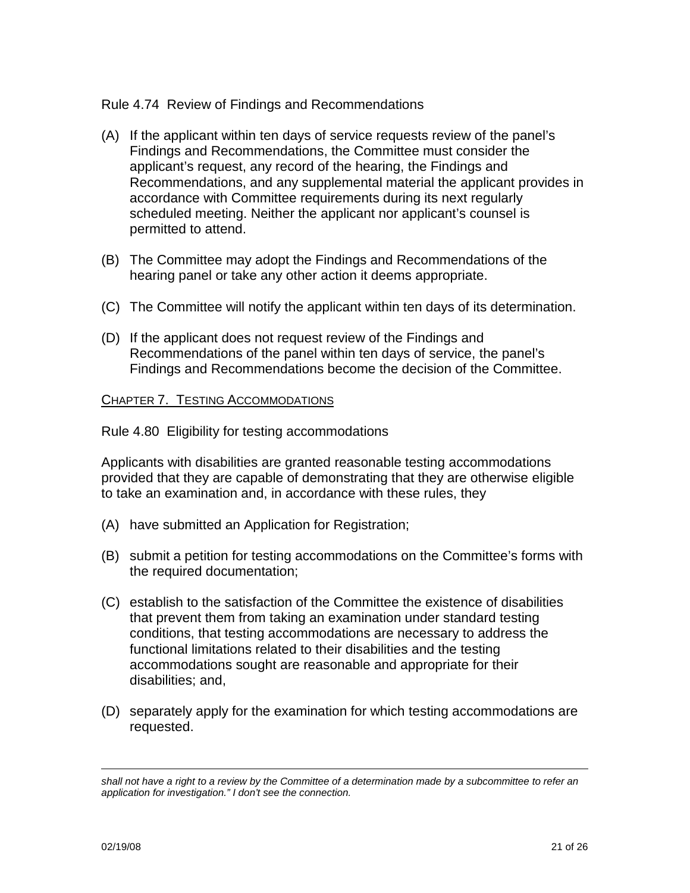Rule 4.74 Review of Findings and Recommendations

(A) If the applicant within ten days of service requests review of the panel's Findings and Recommendations, the Committee must consider the applicant's request, any record of the hearing, the Findings and Recommendations, and any supplemental material the applicant provides in accordance with Committee requirements during its next regularly scheduled meeting. Neither the applicant nor applicant's counsel is permitted to attend.

(B) The Committee may adopt the Findings and Recommendations of the hearing panel or take any other action it deems appropriate.

(C) The Committee will notify the applicant within ten days of its determination.

(D) If the applicant does not request review of the Findings and Recommendations of the panel within ten days of service, the panel's Findings and Recommendations become the decision of the Committee.

## CHAPTER 7. TESTING ACCOMMODATIONS

Rule 4.80 Eligibility for testing accommodations

Applicants with disabilities are granted reasonable testing accommodations provided that they are capable of demonstrating that they are otherwise eligible to take an examination and, in accordance with these rules, they

(A) have submitted an Application for Registration;

(B) submit a petition for testing accommodations on the Committee's forms with the required documentation;

(C) establish to the satisfaction of the Committee the existence of disabilities that prevent them from taking an examination under standard testing conditions, that testing accommodations are necessary to address the functional limitations related to their disabilities and the testing accommodations sought are reasonable and appropriate for their disabilities; and,

(D) separately apply for the examination for which testing accommodations are requested.

---

*shall not have a right to a review by the Committee of a determination made by a subcommittee to refer an application for investigation." I don't see the connection.*

02/19/08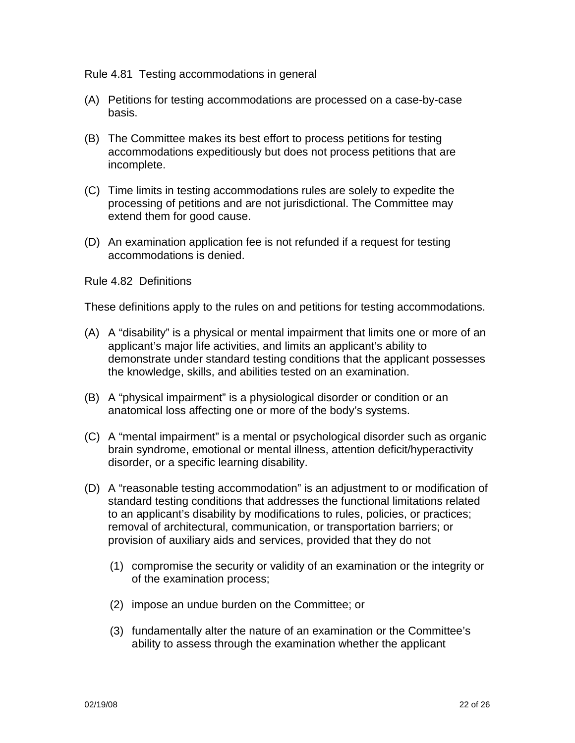Rule 4.81 Testing accommodations in general

(A) Petitions for testing accommodations are processed on a case-by-case basis.

(B) The Committee makes its best effort to process petitions for testing accommodations expeditiously but does not process petitions that are incomplete.

(C) Time limits in testing accommodations rules are solely to expedite the processing of petitions and are not jurisdictional. The Committee may extend them for good cause.

(D) An examination application fee is not refunded if a request for testing accommodations is denied.

Rule 4.82 Definitions

These definitions apply to the rules on and petitions for testing accommodations.

(A) A "disability" is a physical or mental impairment that limits one or more of an applicant's major life activities, and limits an applicant's ability to demonstrate under standard testing conditions that the applicant possesses the knowledge, skills, and abilities tested on an examination.

(B) A "physical impairment" is a physiological disorder or condition or an anatomical loss affecting one or more of the body's systems.

(C) A "mental impairment" is a mental or psychological disorder such as organic brain syndrome, emotional or mental illness, attention deficit/hyperactivity disorder, or a specific learning disability.

(D) A "reasonable testing accommodation" is an adjustment to or modification of standard testing conditions that addresses the functional limitations related to an applicant's disability by modifications to rules, policies, or practices; removal of architectural, communication, or transportation barriers; or provision of auxiliary aids and services, provided that they do not

   (1) compromise the security or validity of an examination or the integrity or of the examination process;

   (2) impose an undue burden on the Committee; or

   (3) fundamentally alter the nature of an examination or the Committee's ability to assess through the examination whether the applicant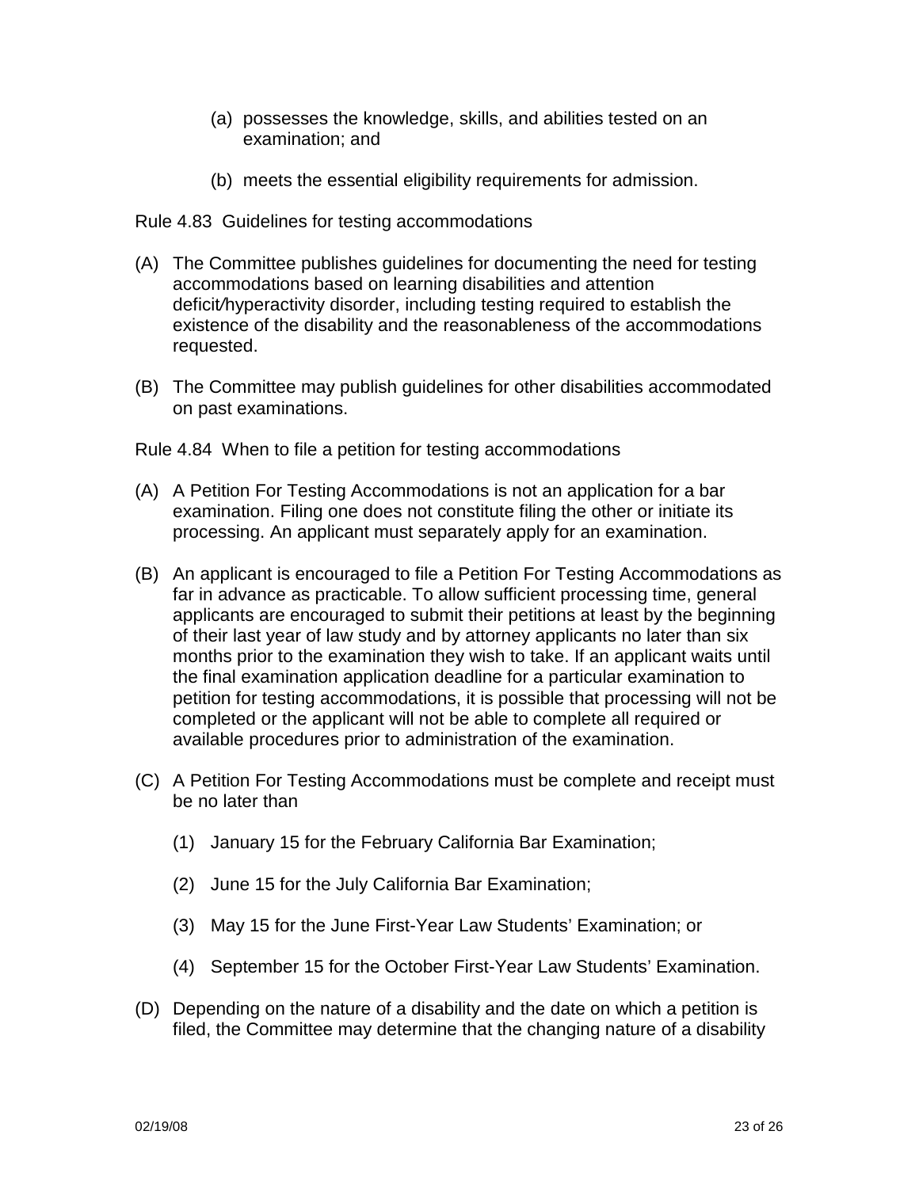(a) possesses the knowledge, skills, and abilities tested on an examination; and

(b) meets the essential eligibility requirements for admission.

Rule 4.83 Guidelines for testing accommodations

(A) The Committee publishes guidelines for documenting the need for testing accommodations based on learning disabilities and attention deficit/hyperactivity disorder, including testing required to establish the existence of the disability and the reasonableness of the accommodations requested.

(B) The Committee may publish guidelines for other disabilities accommodated on past examinations.

Rule 4.84 When to file a petition for testing accommodations

(A) A Petition For Testing Accommodations is not an application for a bar examination. Filing one does not constitute filing the other or initiate its processing. An applicant must separately apply for an examination.

(B) An applicant is encouraged to file a Petition For Testing Accommodations as far in advance as practicable. To allow sufficient processing time, general applicants are encouraged to submit their petitions at least by the beginning of their last year of law study and by attorney applicants no later than six months prior to the examination they wish to take. If an applicant waits until the final examination application deadline for a particular examination to petition for testing accommodations, it is possible that processing will not be completed or the applicant will not be able to complete all required or available procedures prior to administration of the examination.

(C) A Petition For Testing Accommodations must be complete and receipt must be no later than

(1) January 15 for the February California Bar Examination;

(2) June 15 for the July California Bar Examination;

(3) May 15 for the June First-Year Law Students' Examination; or

(4) September 15 for the October First-Year Law Students' Examination.

(D) Depending on the nature of a disability and the date on which a petition is filed, the Committee may determine that the changing nature of a disability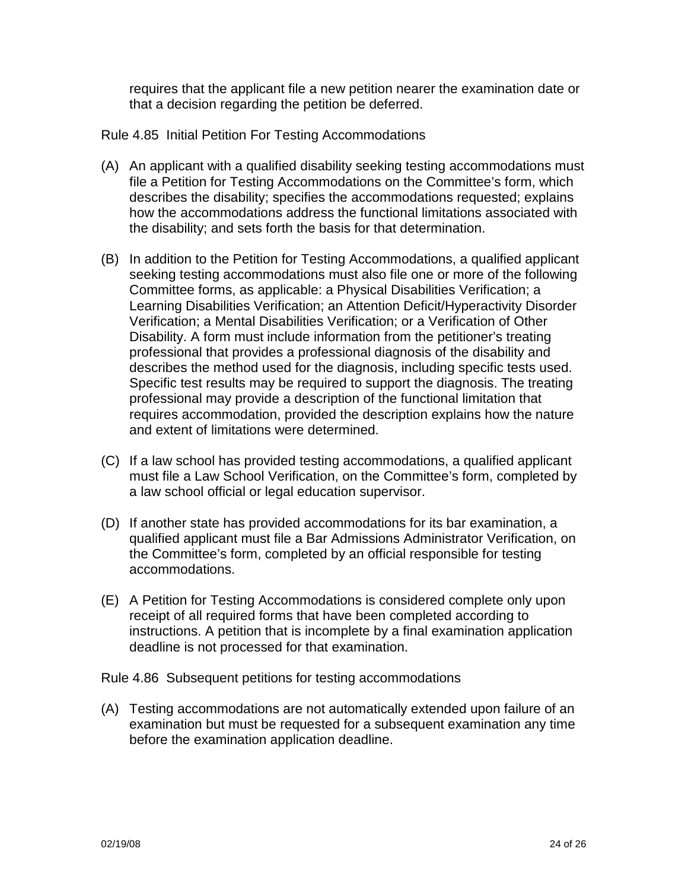requires that the applicant file a new petition nearer the examination date or that a decision regarding the petition be deferred.

## Rule 4.85 Initial Petition For Testing Accommodations

(A) An applicant with a qualified disability seeking testing accommodations must file a Petition for Testing Accommodations on the Committee's form, which describes the disability; specifies the accommodations requested; explains how the accommodations address the functional limitations associated with the disability; and sets forth the basis for that determination.

(B) In addition to the Petition for Testing Accommodations, a qualified applicant seeking testing accommodations must also file one or more of the following Committee forms, as applicable: a Physical Disabilities Verification; a Learning Disabilities Verification; an Attention Deficit/Hyperactivity Disorder Verification; a Mental Disabilities Verification; or a Verification of Other Disability. A form must include information from the petitioner's treating professional that provides a professional diagnosis of the disability and describes the method used for the diagnosis, including specific tests used. Specific test results may be required to support the diagnosis. The treating professional may provide a description of the functional limitation that requires accommodation, provided the description explains how the nature and extent of limitations were determined.

(C) If a law school has provided testing accommodations, a qualified applicant must file a Law School Verification, on the Committee's form, completed by a law school official or legal education supervisor.

(D) If another state has provided accommodations for its bar examination, a qualified applicant must file a Bar Admissions Administrator Verification, on the Committee's form, completed by an official responsible for testing accommodations.

(E) A Petition for Testing Accommodations is considered complete only upon receipt of all required forms that have been completed according to instructions. A petition that is incomplete by a final examination application deadline is not processed for that examination.

## Rule 4.86 Subsequent petitions for testing accommodations

(A) Testing accommodations are not automatically extended upon failure of an examination but must be requested for a subsequent examination any time before the examination application deadline.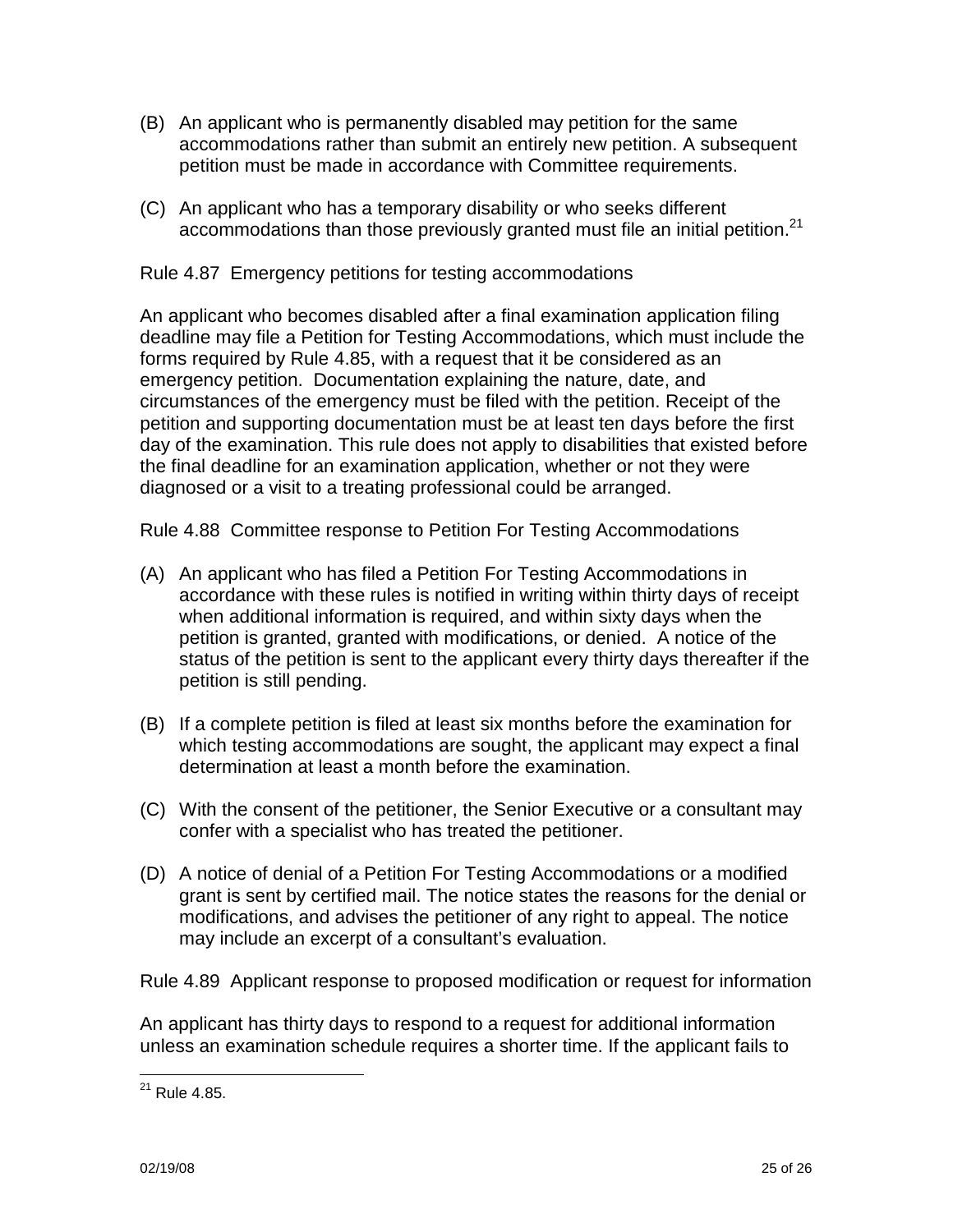(B) An applicant who is permanently disabled may petition for the same accommodations rather than submit an entirely new petition. A subsequent petition must be made in accordance with Committee requirements.

(C) An applicant who has a temporary disability or who seeks different accommodations than those previously granted must file an initial petition.[21]

Rule 4.87 Emergency petitions for testing accommodations

An applicant who becomes disabled after a final examination application filing deadline may file a Petition for Testing Accommodations, which must include the forms required by Rule 4.85, with a request that it be considered as an emergency petition. Documentation explaining the nature, date, and circumstances of the emergency must be filed with the petition. Receipt of the petition and supporting documentation must be at least ten days before the first day of the examination. This rule does not apply to disabilities that existed before the final deadline for an examination application, whether or not they were diagnosed or a visit to a treating professional could be arranged.

Rule 4.88 Committee response to Petition For Testing Accommodations

(A) An applicant who has filed a Petition For Testing Accommodations in accordance with these rules is notified in writing within thirty days of receipt when additional information is required, and within sixty days when the petition is granted, granted with modifications, or denied. A notice of the status of the petition is sent to the applicant every thirty days thereafter if the petition is still pending.

(B) If a complete petition is filed at least six months before the examination for which testing accommodations are sought, the applicant may expect a final determination at least a month before the examination.

(C) With the consent of the petitioner, the Senior Executive or a consultant may confer with a specialist who has treated the petitioner.

(D) A notice of denial of a Petition For Testing Accommodations or a modified grant is sent by certified mail. The notice states the reasons for the denial or modifications, and advises the petitioner of any right to appeal. The notice may include an excerpt of a consultant's evaluation.

Rule 4.89 Applicant response to proposed modification or request for information

An applicant has thirty days to respond to a request for additional information unless an examination schedule requires a shorter time. If the applicant fails to

[21] Rule 4.85.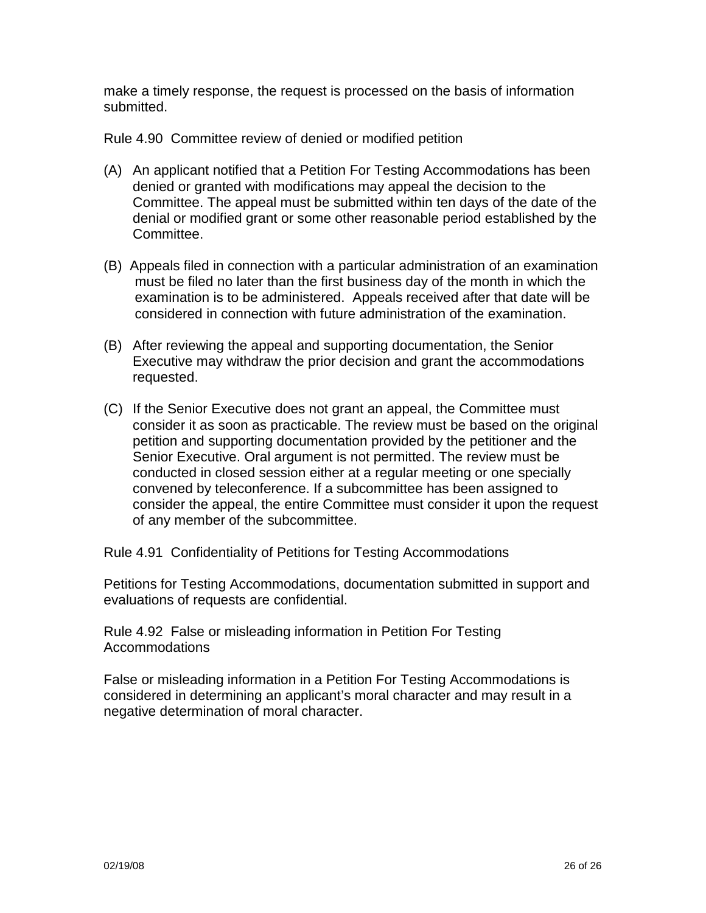make a timely response, the request is processed on the basis of information submitted.

Rule 4.90 Committee review of denied or modified petition

(A) An applicant notified that a Petition For Testing Accommodations has been denied or granted with modifications may appeal the decision to the Committee. The appeal must be submitted within ten days of the date of the denial or modified grant or some other reasonable period established by the Committee.

(B) Appeals filed in connection with a particular administration of an examination must be filed no later than the first business day of the month in which the examination is to be administered. Appeals received after that date will be considered in connection with future administration of the examination.

(B) After reviewing the appeal and supporting documentation, the Senior Executive may withdraw the prior decision and grant the accommodations requested.

(C) If the Senior Executive does not grant an appeal, the Committee must consider it as soon as practicable. The review must be based on the original petition and supporting documentation provided by the petitioner and the Senior Executive. Oral argument is not permitted. The review must be conducted in closed session either at a regular meeting or one specially convened by teleconference. If a subcommittee has been assigned to consider the appeal, the entire Committee must consider it upon the request of any member of the subcommittee.

Rule 4.91 Confidentiality of Petitions for Testing Accommodations

Petitions for Testing Accommodations, documentation submitted in support and evaluations of requests are confidential.

Rule 4.92 False or misleading information in Petition For Testing Accommodations

False or misleading information in a Petition For Testing Accommodations is considered in determining an applicant's moral character and may result in a negative determination of moral character.